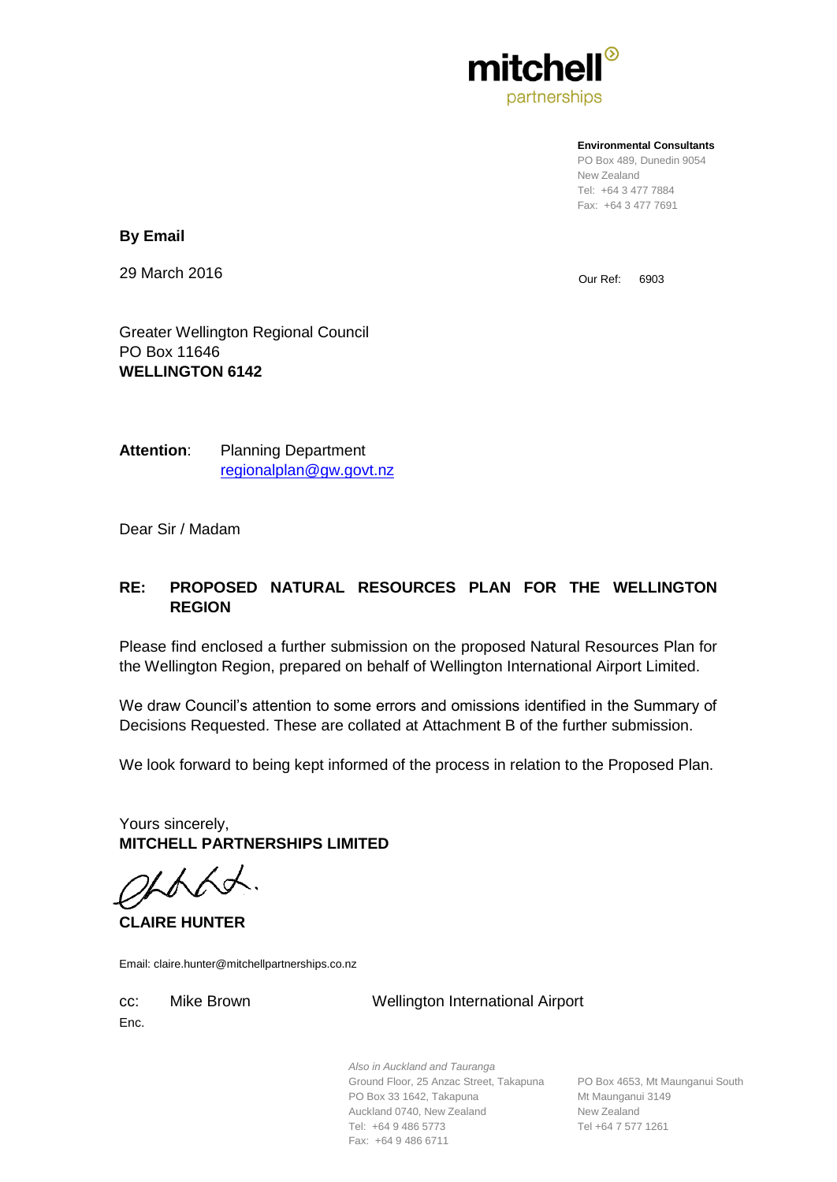mitchell partnerships

**Environmental Consultants**
PO Box 489, Dunedin 9054
New Zealand
Tel: +64 3 477 7884
Fax: +64 3 477 7691

**By Email**

29 March 2016

Our Ref: 6903

Greater Wellington Regional Council
PO Box 11646
**WELLINGTON 6142**

**Attention**: Planning Department
regionalplan@gw.govt.nz

Dear Sir / Madam

**RE: PROPOSED NATURAL RESOURCES PLAN FOR THE WELLINGTON REGION**

Please find enclosed a further submission on the proposed Natural Resources Plan for the Wellington Region, prepared on behalf of Wellington International Airport Limited.

We draw Council's attention to some errors and omissions identified in the Summary of Decisions Requested. These are collated at Attachment B of the further submission.

We look forward to being kept informed of the process in relation to the Proposed Plan.

Yours sincerely,
**MITCHELL PARTNERSHIPS LIMITED**

**CLAIRE HUNTER**

Email: claire.hunter@mitchellpartnerships.co.nz

cc: Mike Brown Wellington International Airport
Enc.

*Also in Auckland and Tauranga*
Ground Floor, 25 Anzac Street, Takapuna
PO Box 33 1642, Takapuna
Auckland 0740, New Zealand
Tel: +64 9 486 5773
Fax: +64 9 486 6711

PO Box 4653, Mt Maunganui South
Mt Maunganui 3149
New Zealand
Tel +64 7 577 1261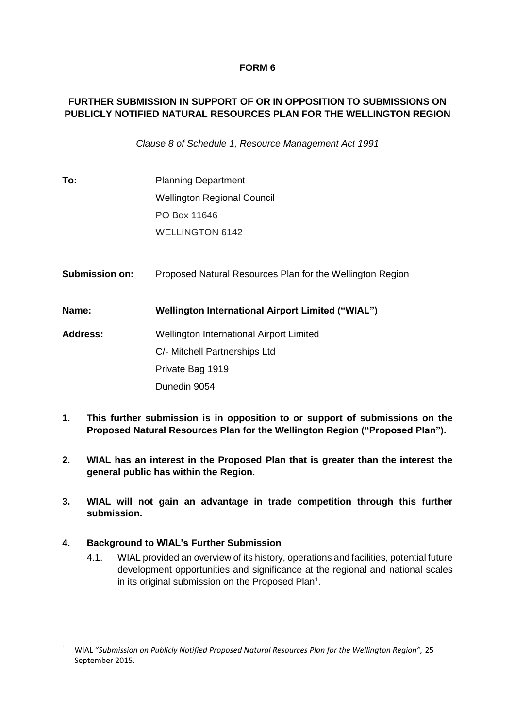**FORM 6**

**FURTHER SUBMISSION IN SUPPORT OF OR IN OPPOSITION TO SUBMISSIONS ON PUBLICLY NOTIFIED NATURAL RESOURCES PLAN FOR THE WELLINGTON REGION**

*Clause 8 of Schedule 1, Resource Management Act 1991*

**To:** Planning Department
Wellington Regional Council
PO Box 11646
WELLINGTON 6142

**Submission on:** Proposed Natural Resources Plan for the Wellington Region

**Name:** **Wellington International Airport Limited ("WIAL")**

**Address:** Wellington International Airport Limited
C/- Mitchell Partnerships Ltd
Private Bag 1919
Dunedin 9054

1. **This further submission is in opposition to or support of submissions on the Proposed Natural Resources Plan for the Wellington Region ("Proposed Plan").**

2. **WIAL has an interest in the Proposed Plan that is greater than the interest the general public has within the Region.**

3. **WIAL will not gain an advantage in trade competition through this further submission.**

4. **Background to WIAL's Further Submission**
   4.1. WIAL provided an overview of its history, operations and facilities, potential future development opportunities and significance at the regional and national scales in its original submission on the Proposed Plan[1].

[1] WIAL *"Submission on Publicly Notified Proposed Natural Resources Plan for the Wellington Region",* 25 September 2015.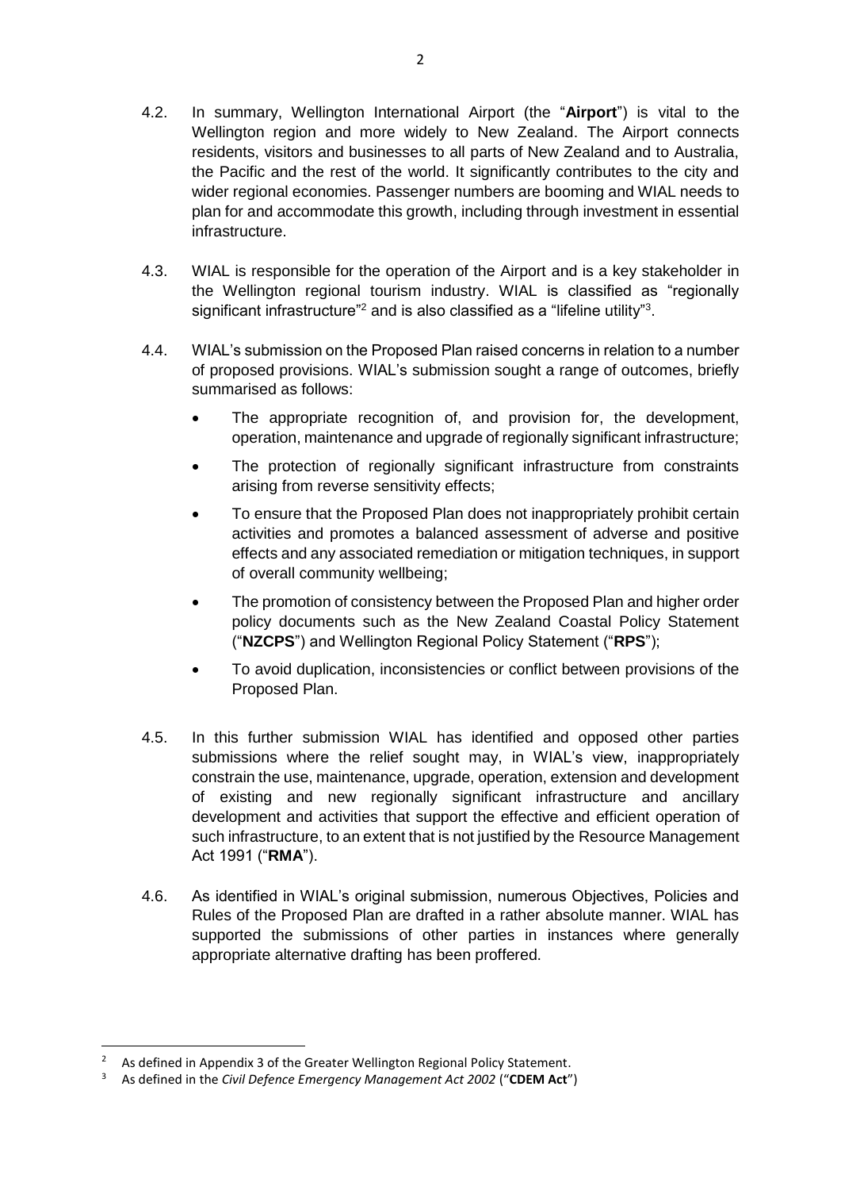4.2. In summary, Wellington International Airport (the "**Airport**") is vital to the Wellington region and more widely to New Zealand. The Airport connects residents, visitors and businesses to all parts of New Zealand and to Australia, the Pacific and the rest of the world. It significantly contributes to the city and wider regional economies. Passenger numbers are booming and WIAL needs to plan for and accommodate this growth, including through investment in essential infrastructure.

4.3. WIAL is responsible for the operation of the Airport and is a key stakeholder in the Wellington regional tourism industry. WIAL is classified as "regionally significant infrastructure"[2] and is also classified as a "lifeline utility"[3].

4.4. WIAL's submission on the Proposed Plan raised concerns in relation to a number of proposed provisions. WIAL's submission sought a range of outcomes, briefly summarised as follows:

- The appropriate recognition of, and provision for, the development, operation, maintenance and upgrade of regionally significant infrastructure;
- The protection of regionally significant infrastructure from constraints arising from reverse sensitivity effects;
- To ensure that the Proposed Plan does not inappropriately prohibit certain activities and promotes a balanced assessment of adverse and positive effects and any associated remediation or mitigation techniques, in support of overall community wellbeing;
- The promotion of consistency between the Proposed Plan and higher order policy documents such as the New Zealand Coastal Policy Statement ("**NZCPS**") and Wellington Regional Policy Statement ("**RPS**");
- To avoid duplication, inconsistencies or conflict between provisions of the Proposed Plan.

4.5. In this further submission WIAL has identified and opposed other parties submissions where the relief sought may, in WIAL's view, inappropriately constrain the use, maintenance, upgrade, operation, extension and development of existing and new regionally significant infrastructure and ancillary development and activities that support the effective and efficient operation of such infrastructure, to an extent that is not justified by the Resource Management Act 1991 ("**RMA**").

4.6. As identified in WIAL's original submission, numerous Objectives, Policies and Rules of the Proposed Plan are drafted in a rather absolute manner. WIAL has supported the submissions of other parties in instances where generally appropriate alternative drafting has been proffered.

---

[2] As defined in Appendix 3 of the Greater Wellington Regional Policy Statement.

[3] As defined in the *Civil Defence Emergency Management Act 2002* ("**CDEM Act**")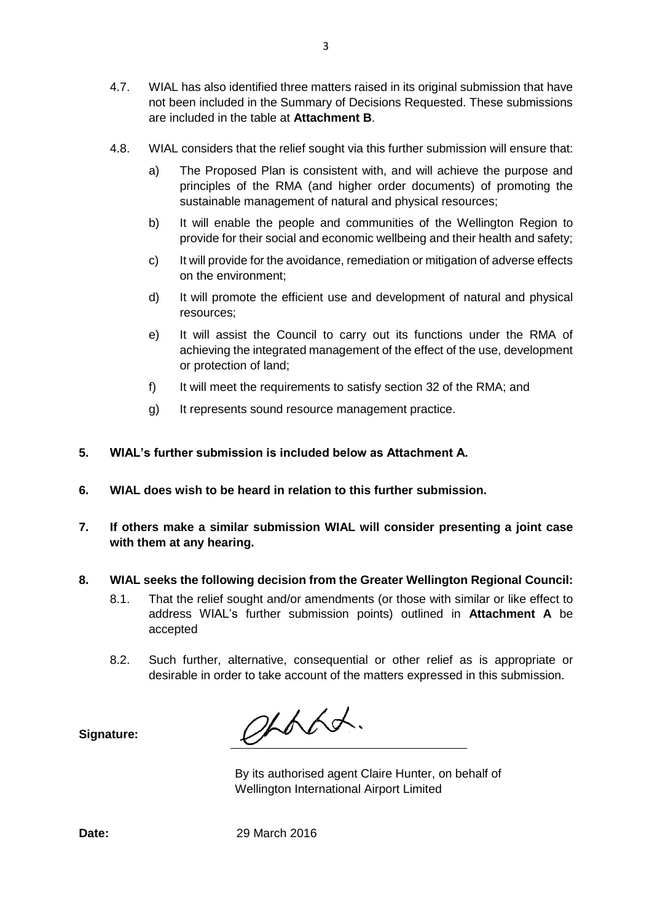4.7. WIAL has also identified three matters raised in its original submission that have not been included in the Summary of Decisions Requested. These submissions are included in the table at **Attachment B**.

4.8. WIAL considers that the relief sought via this further submission will ensure that:

a) The Proposed Plan is consistent with, and will achieve the purpose and principles of the RMA (and higher order documents) of promoting the sustainable management of natural and physical resources;

b) It will enable the people and communities of the Wellington Region to provide for their social and economic wellbeing and their health and safety;

c) It will provide for the avoidance, remediation or mitigation of adverse effects on the environment;

d) It will promote the efficient use and development of natural and physical resources;

e) It will assist the Council to carry out its functions under the RMA of achieving the integrated management of the effect of the use, development or protection of land;

f) It will meet the requirements to satisfy section 32 of the RMA; and

g) It represents sound resource management practice.

**5. WIAL's further submission is included below as Attachment A.**

**6. WIAL does wish to be heard in relation to this further submission.**

**7. If others make a similar submission WIAL will consider presenting a joint case with them at any hearing.**

**8. WIAL seeks the following decision from the Greater Wellington Regional Council:**

8.1. That the relief sought and/or amendments (or those with similar or like effect to address WIAL's further submission points) outlined in **Attachment A** be accepted

8.2. Such further, alternative, consequential or other relief as is appropriate or desirable in order to take account of the matters expressed in this submission.

**Signature:**

By its authorised agent Claire Hunter, on behalf of Wellington International Airport Limited

**Date:** 29 March 2016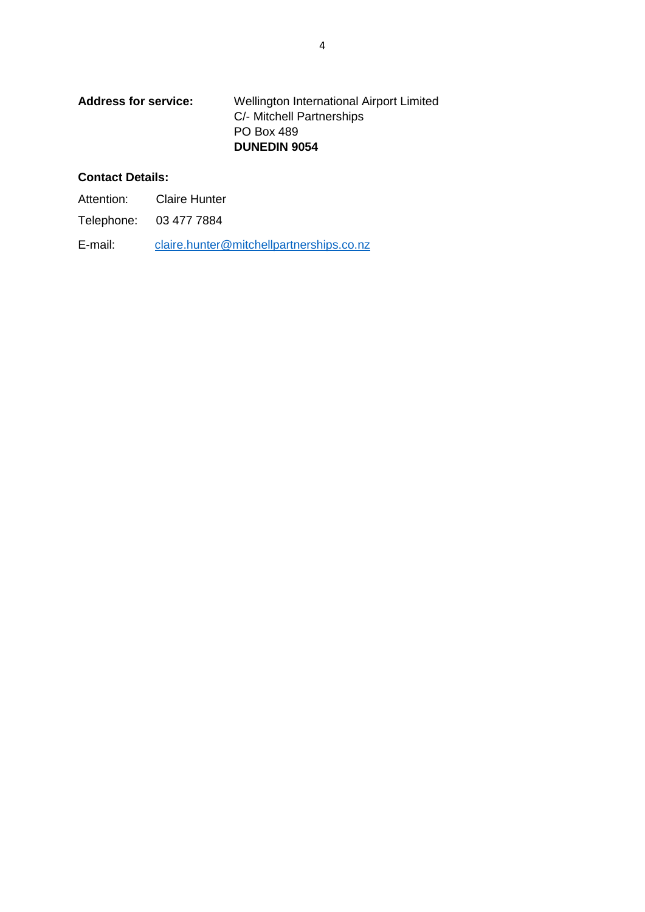**Address for service:** Wellington International Airport Limited
C/- Mitchell Partnerships
PO Box 489
**DUNEDIN 9054**

**Contact Details:**

Attention: Claire Hunter

Telephone: 03 477 7884

E-mail: claire.hunter@mitchellpartnerships.co.nz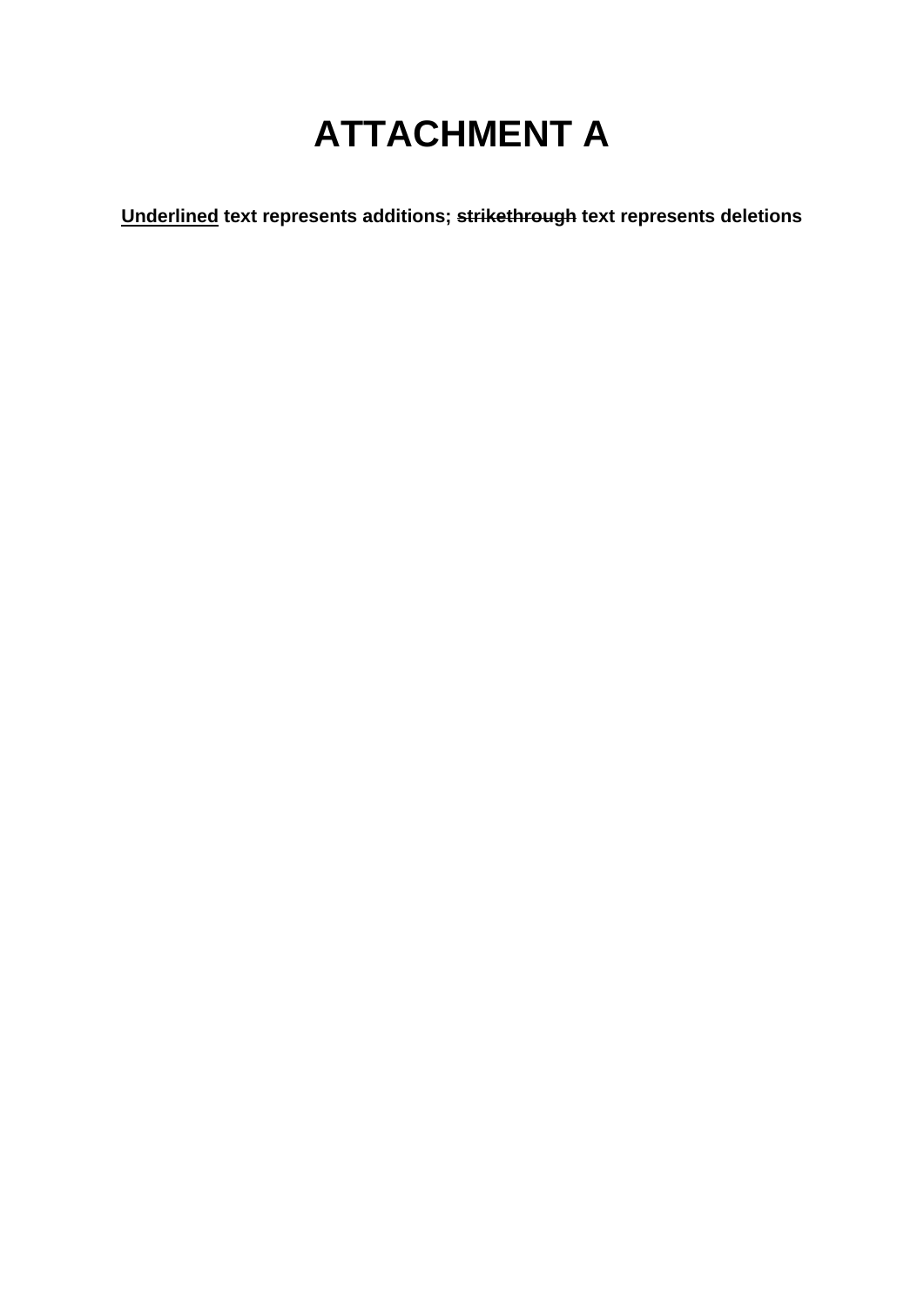# ATTACHMENT A

**<u>Underlined</u> text represents additions; ~~strikethrough~~ text represents deletions**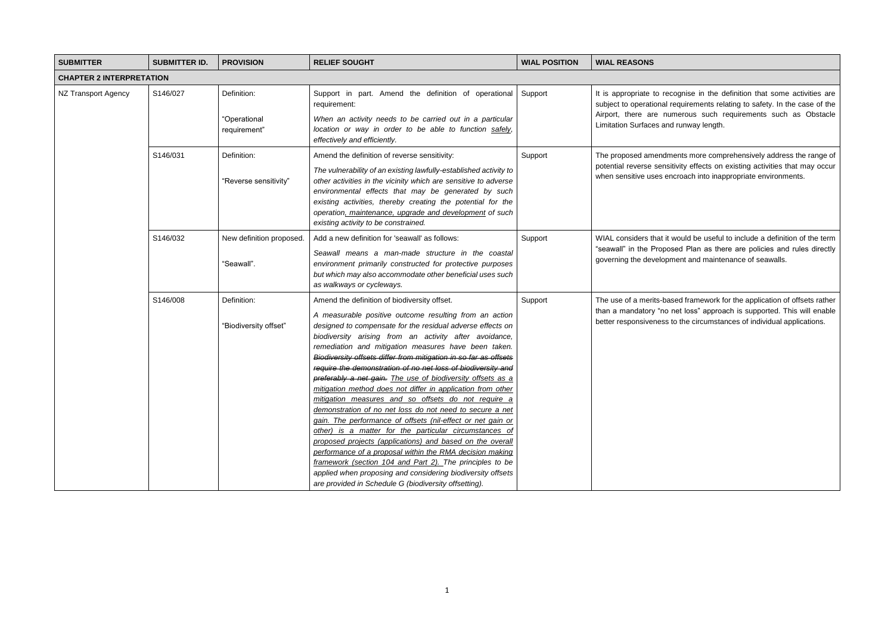| SUBMITTER | SUBMITTER ID. | PROVISION | RELIEF SOUGHT | WIAL POSITION | WIAL REASONS |
|---|---|---|---|---|---|
| **CHAPTER 2 INTERPRETATION** | | | | | |
| NZ Transport Agency | S146/027 | Definition:<br><br>"Operational requirement" | Support in part. Amend the definition of operational requirement:<br><br>*When an activity needs to be carried out in a particular location or way in order to be able to function <u>safely</u>, effectively and efficiently.* | Support | It is appropriate to recognise in the definition that some activities are subject to operational requirements relating to safety. In the case of the Airport, there are numerous such requirements such as Obstacle Limitation Surfaces and runway length. |
| | S146/031 | Definition:<br><br>"Reverse sensitivity" | Amend the definition of reverse sensitivity:<br><br>*The vulnerability of an existing lawfully-established activity to other activities in the vicinity which are sensitive to adverse environmental effects that may be generated by such existing activities, thereby creating the potential for the operation<u>, maintenance, upgrade and development</u> of such existing activity to be constrained.* | Support | The proposed amendments more comprehensively address the range of potential reverse sensitivity effects on existing activities that may occur when sensitive uses encroach into inappropriate environments. |
| | S146/032 | New definition proposed.<br><br>"Seawall". | Add a new definition for 'seawall' as follows:<br><br>*Seawall means a man-made structure in the coastal environment primarily constructed for protective purposes but which may also accommodate other beneficial uses such as walkways or cycleways.* | Support | WIAL considers that it would be useful to include a definition of the term "seawall" in the Proposed Plan as there are policies and rules directly governing the development and maintenance of seawalls. |
| | S146/008 | Definition:<br><br>"Biodiversity offset" | Amend the definition of biodiversity offset.<br><br>*A measurable positive outcome resulting from an action designed to compensate for the residual adverse effects on biodiversity arising from an activity after avoidance, remediation and mitigation measures have been taken. ~~Biodiversity offsets differ from mitigation in so far as offsets require the demonstration of no net loss of biodiversity and preferably a net gain.~~ <u>The use of biodiversity offsets as a mitigation method does not differ in application from other mitigation measures and so offsets do not require a demonstration of no net loss do not need to secure a net gain. The performance of offsets (nil-effect or net gain or other) is a matter for the particular circumstances of proposed projects (applications) and based on the overall performance of a proposal within the RMA decision making framework (section 104 and Part 2).</u> The principles to be applied when proposing and considering biodiversity offsets are provided in Schedule G (biodiversity offsetting).* | Support | The use of a merits-based framework for the application of offsets rather than a mandatory "no net loss" approach is supported. This will enable better responsiveness to the circumstances of individual applications. |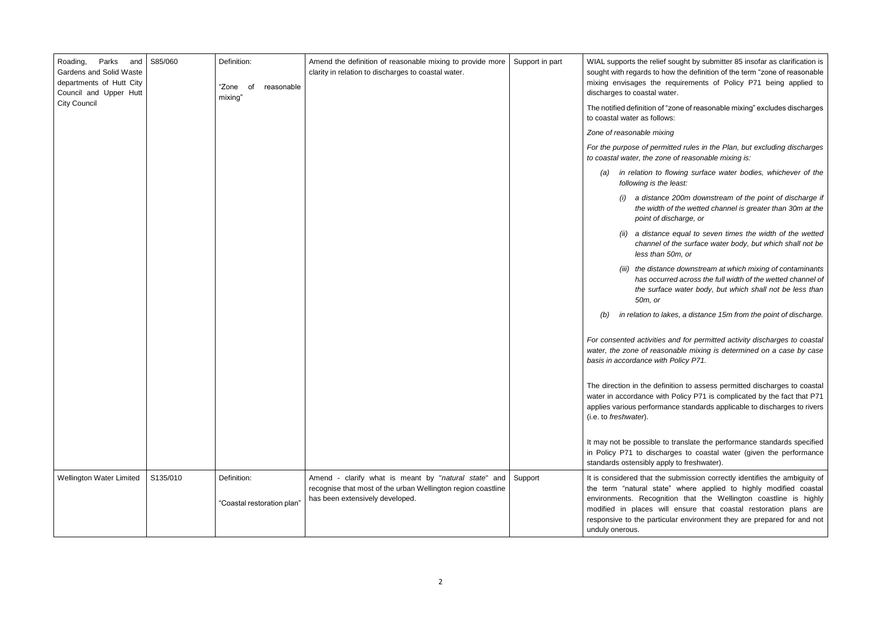| | | | | | |
|---|---|---|---|---|---|
| Roading, Parks and Gardens and Solid Waste departments of Hutt City Council and Upper Hutt City Council | S85/060 | Definition:<br><br>"Zone of reasonable mixing" | Amend the definition of reasonable mixing to provide more clarity in relation to discharges to coastal water. | Support in part | WIAL supports the relief sought by submitter 85 insofar as clarification is sought with regards to how the definition of the term "zone of reasonable mixing envisages the requirements of Policy P71 being applied to discharges to coastal water.<br><br>The notified definition of "zone of reasonable mixing" excludes discharges to coastal water as follows:<br><br>*Zone of reasonable mixing*<br><br>*For the purpose of permitted rules in the Plan, but excluding discharges to coastal water, the zone of reasonable mixing is:*<br><br>*(a) in relation to flowing surface water bodies, whichever of the following is the least:*<br><br>*(i) a distance 200m downstream of the point of discharge if the width of the wetted channel is greater than 30m at the point of discharge, or*<br><br>*(ii) a distance equal to seven times the width of the wetted channel of the surface water body, but which shall not be less than 50m, or*<br><br>*(iii) the distance downstream at which mixing of contaminants has occurred across the full width of the wetted channel of the surface water body, but which shall not be less than 50m, or*<br><br>*(b) in relation to lakes, a distance 15m from the point of discharge.*<br><br>*For consented activities and for permitted activity discharges to coastal water, the zone of reasonable mixing is determined on a case by case basis in accordance with Policy P71.*<br><br>The direction in the definition to assess permitted discharges to coastal water in accordance with Policy P71 is complicated by the fact that P71 applies various performance standards applicable to discharges to rivers (i.e. to *freshwater*).<br><br>It may not be possible to translate the performance standards specified in Policy P71 to discharges to coastal water (given the performance standards ostensibly apply to freshwater). |
| Wellington Water Limited | S135/010 | Definition:<br><br>"Coastal restoration plan" | Amend - clarify what is meant by "*natural state*" and recognise that most of the urban Wellington region coastline has been extensively developed. | Support | It is considered that the submission correctly identifies the ambiguity of the term "natural state" where applied to highly modified coastal environments. Recognition that the Wellington coastline is highly modified in places will ensure that coastal restoration plans are responsive to the particular environment they are prepared for and not unduly onerous. |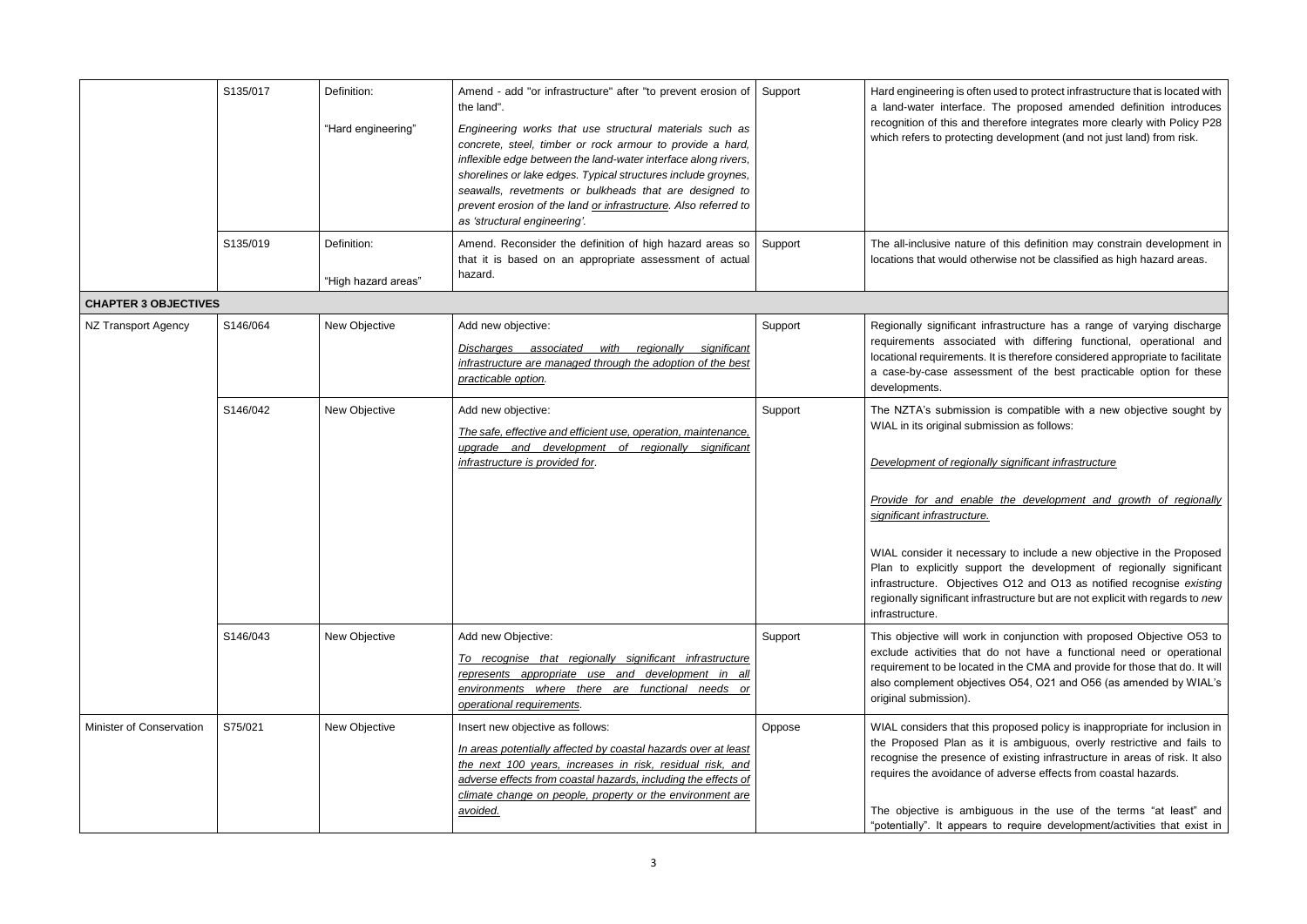| | | | | | |
|---|---|---|---|---|---|
| | S135/017 | Definition:<br><br>"Hard engineering" | Amend - add "or infrastructure" after "to prevent erosion of the land".<br><br>*Engineering works that use structural materials such as concrete, steel, timber or rock armour to provide a hard, inflexible edge between the land-water interface along rivers, shorelines or lake edges. Typical structures include groynes, seawalls, revetments or bulkheads that are designed to prevent erosion of the land <u>or infrastructure</u>. Also referred to as 'structural engineering'.* | Support | Hard engineering is often used to protect infrastructure that is located with a land-water interface. The proposed amended definition introduces recognition of this and therefore integrates more clearly with Policy P28 which refers to protecting development (and not just land) from risk. |
| | S135/019 | Definition:<br><br>"High hazard areas" | Amend. Reconsider the definition of high hazard areas so that it is based on an appropriate assessment of actual hazard. | Support | The all-inclusive nature of this definition may constrain development in locations that would otherwise not be classified as high hazard areas. |
| **CHAPTER 3 OBJECTIVES** | | | | | |
| NZ Transport Agency | S146/064 | New Objective | Add new objective:<br><br>*<u>Discharges associated with regionally significant infrastructure are managed through the adoption of the best practicable option</u>.* | Support | Regionally significant infrastructure has a range of varying discharge requirements associated with differing functional, operational and locational requirements. It is therefore considered appropriate to facilitate a case-by-case assessment of the best practicable option for these developments. |
| | S146/042 | New Objective | Add new objective:<br><br>*<u>The safe, effective and efficient use, operation, maintenance, upgrade and development of regionally significant infrastructure is provided for</u>.* | Support | The NZTA's submission is compatible with a new objective sought by WIAL in its original submission as follows:<br><br>*<u>Development of regionally significant infrastructure</u>*<br><br>*<u>Provide for and enable the development and growth of regionally significant infrastructure.</u>*<br><br>WIAL consider it necessary to include a new objective in the Proposed Plan to explicitly support the development of regionally significant infrastructure. Objectives O12 and O13 as notified recognise *existing* regionally significant infrastructure but are not explicit with regards to *new* infrastructure. |
| | S146/043 | New Objective | Add new Objective:<br><br>*<u>To recognise that regionally significant infrastructure represents appropriate use and development in all environments where there are functional needs or operational requirements</u>.* | Support | This objective will work in conjunction with proposed Objective O53 to exclude activities that do not have a functional need or operational requirement to be located in the CMA and provide for those that do. It will also complement objectives O54, O21 and O56 (as amended by WIAL's original submission). |
| Minister of Conservation | S75/021 | New Objective | Insert new objective as follows:<br><br>*<u>In areas potentially affected by coastal hazards over at least the next 100 years, increases in risk, residual risk, and adverse effects from coastal hazards, including the effects of climate change on people, property or the environment are avoided.</u>* | Oppose | WIAL considers that this proposed policy is inappropriate for inclusion in the Proposed Plan as it is ambiguous, overly restrictive and fails to recognise the presence of existing infrastructure in areas of risk. It also requires the avoidance of adverse effects from coastal hazards.<br><br>The objective is ambiguous in the use of the terms "at least" and "potentially". It appears to require development/activities that exist in |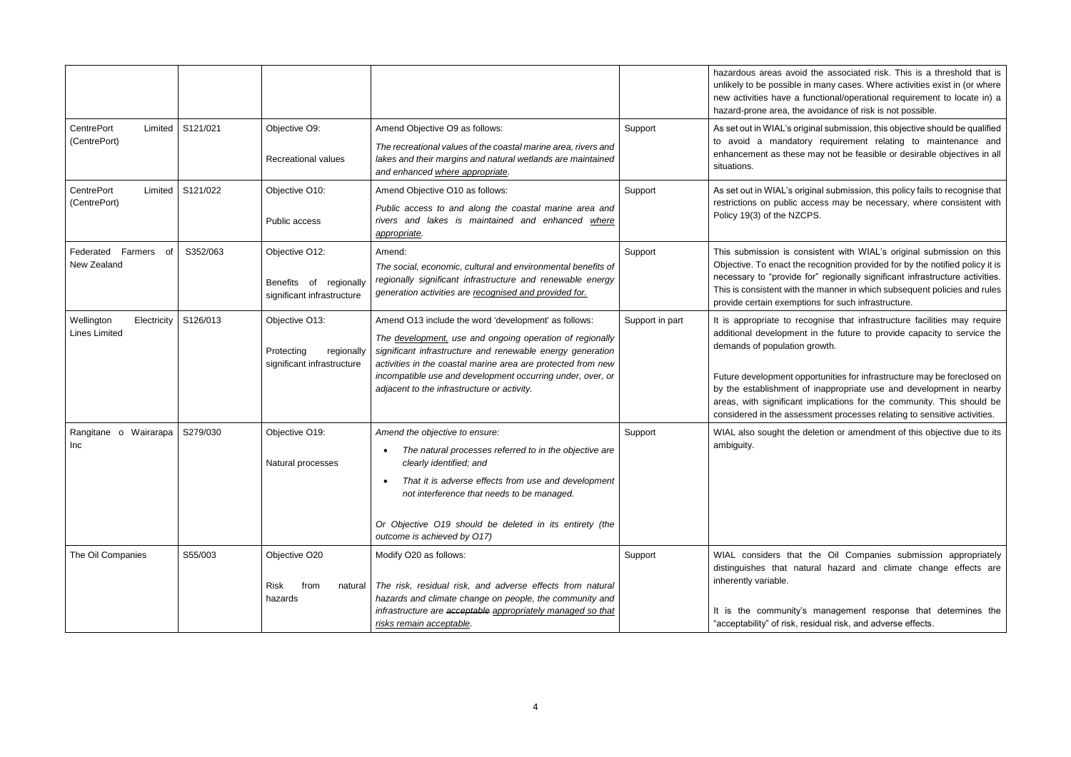| | | | | | |
|---|---|---|---|---|---|
| | | | | | hazardous areas avoid the associated risk. This is a threshold that is unlikely to be possible in many cases. Where activities exist in (or where new activities have a functional/operational requirement to locate in) a hazard-prone area, the avoidance of risk is not possible. |
| CentrePort Limited (CentrePort) | S121/021 | Objective O9:<br><br>Recreational values | Amend Objective O9 as follows:<br><br>*The recreational values of the coastal marine area, rivers and lakes and their margins and natural wetlands are maintained and enhanced <u>where appropriate</u>.* | Support | As set out in WIAL's original submission, this objective should be qualified to avoid a mandatory requirement relating to maintenance and enhancement as these may not be feasible or desirable objectives in all situations. |
| CentrePort Limited (CentrePort) | S121/022 | Objective O10:<br><br>Public access | Amend Objective O10 as follows:<br><br>*Public access to and along the coastal marine area and rivers and lakes is maintained and enhanced <u>where appropriate</u>.* | Support | As set out in WIAL's original submission, this policy fails to recognise that restrictions on public access may be necessary, where consistent with Policy 19(3) of the NZCPS. |
| Federated Farmers of New Zealand | S352/063 | Objective O12:<br><br>Benefits of regionally significant infrastructure | Amend:<br><br>*The social, economic, cultural and environmental benefits of regionally significant infrastructure and renewable energy generation activities are <u>recognised and provided for.</u>* | Support | This submission is consistent with WIAL's original submission on this Objective. To enact the recognition provided for by the notified policy it is necessary to "provide for" regionally significant infrastructure activities. This is consistent with the manner in which subsequent policies and rules provide certain exemptions for such infrastructure. |
| Wellington Electricity Lines Limited | S126/013 | Objective O13:<br><br>Protecting regionally significant infrastructure | Amend O13 include the word 'development' as follows:<br><br>*The <u>development,</u> use and ongoing operation of regionally significant infrastructure and renewable energy generation activities in the coastal marine area are protected from new incompatible use and development occurring under, over, or adjacent to the infrastructure or activity.* | Support in part | It is appropriate to recognise that infrastructure facilities may require additional development in the future to provide capacity to service the demands of population growth.<br><br>Future development opportunities for infrastructure may be foreclosed on by the establishment of inappropriate use and development in nearby areas, with significant implications for the community. This should be considered in the assessment processes relating to sensitive activities. |
| Rangitane o Wairarapa Inc | S279/030 | Objective O19:<br><br>Natural processes | *Amend the objective to ensure:*<br><br>• *The natural processes referred to in the objective are clearly identified; and*<br>• *That it is adverse effects from use and development not interference that needs to be managed.*<br><br>*Or Objective O19 should be deleted in its entirety (the outcome is achieved by O17)* | Support | WIAL also sought the deletion or amendment of this objective due to its ambiguity. |
| The Oil Companies | S55/003 | Objective O20<br><br>Risk from natural hazards | Modify O20 as follows:<br><br>*The risk, residual risk, and adverse effects from natural hazards and climate change on people, the community and infrastructure are ~~acceptable~~ <u>appropriately managed so that risks remain acceptable</u>.* | Support | WIAL considers that the Oil Companies submission appropriately distinguishes that natural hazard and climate change effects are inherently variable.<br><br>It is the community's management response that determines the "acceptability" of risk, residual risk, and adverse effects. |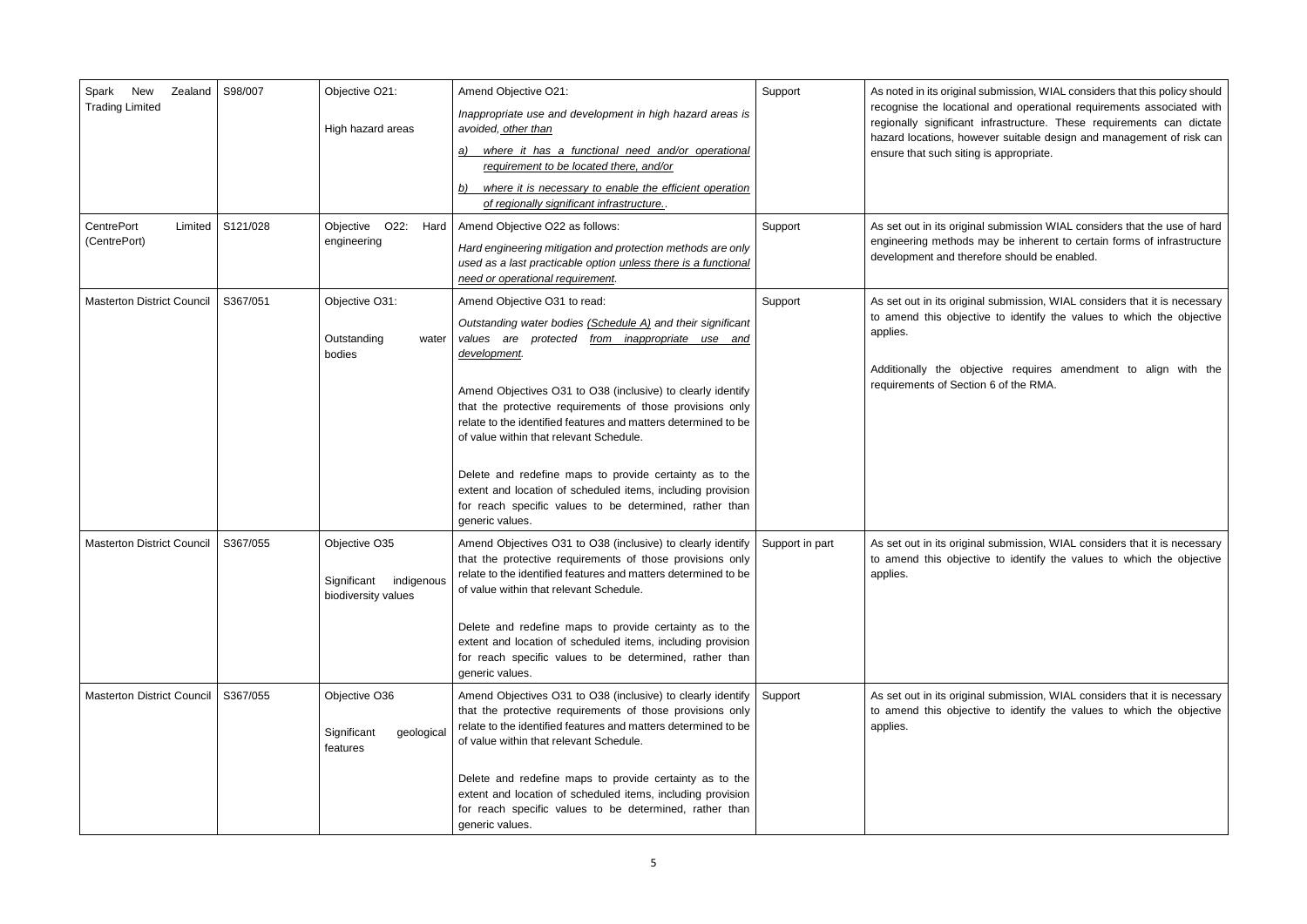| | | | | | |
|---|---|---|---|---|---|
| Spark New Zealand Trading Limited | S98/007 | Objective O21:<br><br>High hazard areas | Amend Objective O21:<br><br>*Inappropriate use and development in high hazard areas is avoided, other than*<br><br>*a) where it has a functional need and/or operational requirement to be located there, and/or*<br><br>*b) where it is necessary to enable the efficient operation of regionally significant infrastructure..* | Support | As noted in its original submission, WIAL considers that this policy should recognise the locational and operational requirements associated with regionally significant infrastructure. These requirements can dictate hazard locations, however suitable design and management of risk can ensure that such siting is appropriate. |
| CentrePort Limited (CentrePort) | S121/028 | Objective O22: Hard engineering | Amend Objective O22 as follows:<br><br>*Hard engineering mitigation and protection methods are only used as a last practicable option unless there is a functional need or operational requirement.* | Support | As set out in its original submission WIAL considers that the use of hard engineering methods may be inherent to certain forms of infrastructure development and therefore should be enabled. |
| Masterton District Council | S367/051 | Objective O31:<br><br>Outstanding water bodies | Amend Objective O31 to read:<br><br>*Outstanding water bodies (Schedule A) and their significant values are protected from inappropriate use and development.*<br><br>Amend Objectives O31 to O38 (inclusive) to clearly identify that the protective requirements of those provisions only relate to the identified features and matters determined to be of value within that relevant Schedule.<br><br>Delete and redefine maps to provide certainty as to the extent and location of scheduled items, including provision for reach specific values to be determined, rather than generic values. | Support | As set out in its original submission, WIAL considers that it is necessary to amend this objective to identify the values to which the objective applies.<br><br>Additionally the objective requires amendment to align with the requirements of Section 6 of the RMA. |
| Masterton District Council | S367/055 | Objective O35<br><br>Significant indigenous biodiversity values | Amend Objectives O31 to O38 (inclusive) to clearly identify that the protective requirements of those provisions only relate to the identified features and matters determined to be of value within that relevant Schedule.<br><br>Delete and redefine maps to provide certainty as to the extent and location of scheduled items, including provision for reach specific values to be determined, rather than generic values. | Support in part | As set out in its original submission, WIAL considers that it is necessary to amend this objective to identify the values to which the objective applies. |
| Masterton District Council | S367/055 | Objective O36<br><br>Significant geological features | Amend Objectives O31 to O38 (inclusive) to clearly identify that the protective requirements of those provisions only relate to the identified features and matters determined to be of value within that relevant Schedule.<br><br>Delete and redefine maps to provide certainty as to the extent and location of scheduled items, including provision for reach specific values to be determined, rather than generic values. | Support | As set out in its original submission, WIAL considers that it is necessary to amend this objective to identify the values to which the objective applies. |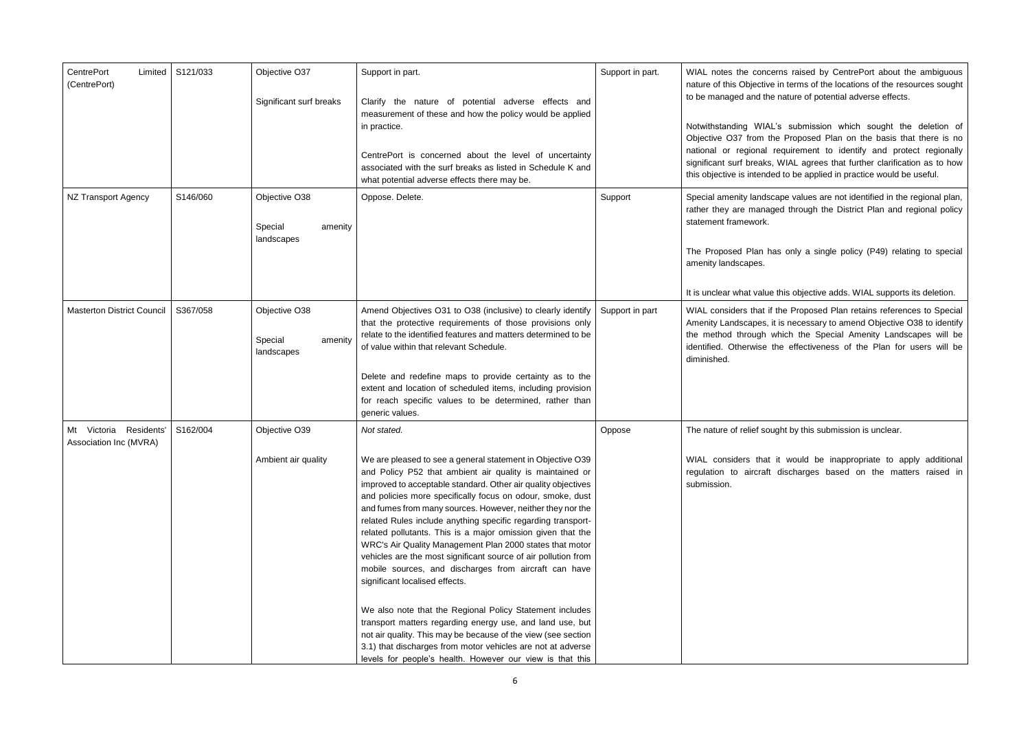| | | | | | |
|---|---|---|---|---|---|
| CentrePort Limited (CentrePort) | S121/033 | Objective O37<br><br>Significant surf breaks | Support in part.<br><br>Clarify the nature of potential adverse effects and measurement of these and how the policy would be applied in practice.<br><br>CentrePort is concerned about the level of uncertainty associated with the surf breaks as listed in Schedule K and what potential adverse effects there may be. | Support in part. | WIAL notes the concerns raised by CentrePort about the ambiguous nature of this Objective in terms of the locations of the resources sought to be managed and the nature of potential adverse effects.<br><br>Notwithstanding WIAL's submission which sought the deletion of Objective O37 from the Proposed Plan on the basis that there is no national or regional requirement to identify and protect regionally significant surf breaks, WIAL agrees that further clarification as to how this objective is intended to be applied in practice would be useful. |
| NZ Transport Agency | S146/060 | Objective O38<br><br>Special amenity landscapes | Oppose. Delete. | Support | Special amenity landscape values are not identified in the regional plan, rather they are managed through the District Plan and regional policy statement framework.<br><br>The Proposed Plan has only a single policy (P49) relating to special amenity landscapes.<br><br>It is unclear what value this objective adds. WIAL supports its deletion. |
| Masterton District Council | S367/058 | Objective O38<br><br>Special amenity landscapes | Amend Objectives O31 to O38 (inclusive) to clearly identify that the protective requirements of those provisions only relate to the identified features and matters determined to be of value within that relevant Schedule.<br><br>Delete and redefine maps to provide certainty as to the extent and location of scheduled items, including provision for reach specific values to be determined, rather than generic values. | Support in part | WIAL considers that if the Proposed Plan retains references to Special Amenity Landscapes, it is necessary to amend Objective O38 to identify the method through which the Special Amenity Landscapes will be identified. Otherwise the effectiveness of the Plan for users will be diminished. |
| Mt Victoria Residents' Association Inc (MVRA) | S162/004 | Objective O39<br><br>Ambient air quality | *Not stated.*<br><br>We are pleased to see a general statement in Objective O39 and Policy P52 that ambient air quality is maintained or improved to acceptable standard. Other air quality objectives and policies more specifically focus on odour, smoke, dust and fumes from many sources. However, neither they nor the related Rules include anything specific regarding transport-related pollutants. This is a major omission given that the WRC's Air Quality Management Plan 2000 states that motor vehicles are the most significant source of air pollution from mobile sources, and discharges from aircraft can have significant localised effects.<br><br>We also note that the Regional Policy Statement includes transport matters regarding energy use, and land use, but not air quality. This may be because of the view (see section 3.1) that discharges from motor vehicles are not at adverse levels for people's health. However our view is that this | Oppose | The nature of relief sought by this submission is unclear.<br><br>WIAL considers that it would be inappropriate to apply additional regulation to aircraft discharges based on the matters raised in submission. |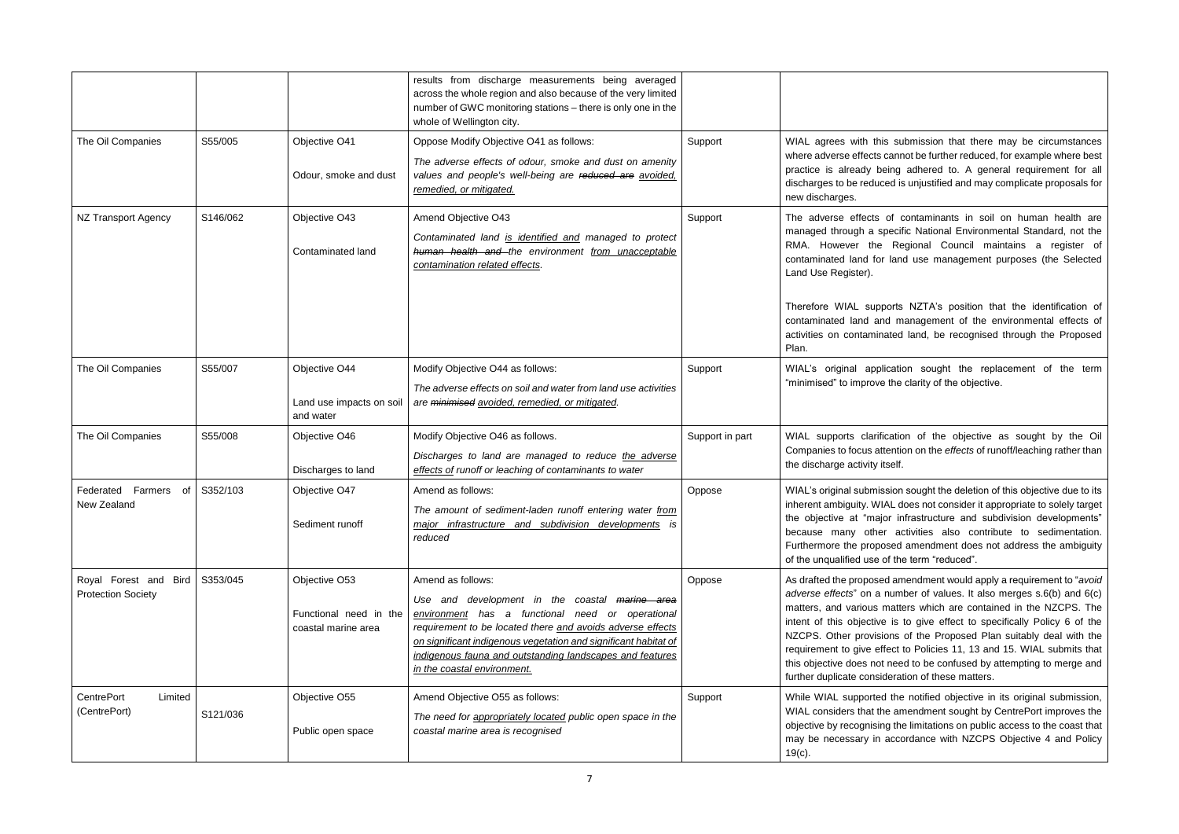| | | | | | |
|---|---|---|---|---|---|
| | | | results from discharge measurements being averaged across the whole region and also because of the very limited number of GWC monitoring stations – there is only one in the whole of Wellington city. | | |
| The Oil Companies | S55/005 | Objective O41<br><br>Odour, smoke and dust | Oppose Modify Objective O41 as follows:<br><br>*The adverse effects of odour, smoke and dust on amenity values and people's well-being are ~~reduced are~~ avoided, remedied, or mitigated.* | Support | WIAL agrees with this submission that there may be circumstances where adverse effects cannot be further reduced, for example where best practice is already being adhered to. A general requirement for all discharges to be reduced is unjustified and may complicate proposals for new discharges. |
| NZ Transport Agency | S146/062 | Objective O43<br><br>Contaminated land | Amend Objective O43<br><br>*Contaminated land is identified and managed to protect ~~human health and~~ the environment from unacceptable contamination related effects.* | Support | The adverse effects of contaminants in soil on human health are managed through a specific National Environmental Standard, not the RMA. However the Regional Council maintains a register of contaminated land for land use management purposes (the Selected Land Use Register).<br><br>Therefore WIAL supports NZTA's position that the identification of contaminated land and management of the environmental effects of activities on contaminated land, be recognised through the Proposed Plan. |
| The Oil Companies | S55/007 | Objective O44<br><br>Land use impacts on soil and water | Modify Objective O44 as follows:<br><br>*The adverse effects on soil and water from land use activities are ~~minimised~~ avoided, remedied, or mitigated.* | Support | WIAL's original application sought the replacement of the term "minimised" to improve the clarity of the objective. |
| The Oil Companies | S55/008 | Objective O46<br><br>Discharges to land | Modify Objective O46 as follows.<br><br>*Discharges to land are managed to reduce the adverse effects of runoff or leaching of contaminants to water* | Support in part | WIAL supports clarification of the objective as sought by the Oil Companies to focus attention on the *effects* of runoff/leaching rather than the discharge activity itself. |
| Federated Farmers of New Zealand | S352/103 | Objective O47<br><br>Sediment runoff | Amend as follows:<br><br>*The amount of sediment-laden runoff entering water from major infrastructure and subdivision developments is reduced* | Oppose | WIAL's original submission sought the deletion of this objective due to its inherent ambiguity. WIAL does not consider it appropriate to solely target the objective at "major infrastructure and subdivision developments" because many other activities also contribute to sedimentation. Furthermore the proposed amendment does not address the ambiguity of the unqualified use of the term "reduced". |
| Royal Forest and Bird Protection Society | S353/045 | Objective O53<br><br>Functional need in the coastal marine area | Amend as follows:<br><br>*Use and development in the coastal ~~marine area~~ environment has a functional need or operational requirement to be located there and avoids adverse effects on significant indigenous vegetation and significant habitat of indigenous fauna and outstanding landscapes and features in the coastal environment.* | Oppose | As drafted the proposed amendment would apply a requirement to "*avoid adverse effects*" on a number of values. It also merges s.6(b) and 6(c) matters, and various matters which are contained in the NZCPS. The intent of this objective is to give effect to specifically Policy 6 of the NZCPS. Other provisions of the Proposed Plan suitably deal with the requirement to give effect to Policies 11, 13 and 15. WIAL submits that this objective does not need to be confused by attempting to merge and further duplicate consideration of these matters. |
| CentrePort Limited (CentrePort) | S121/036 | Objective O55<br><br>Public open space | Amend Objective O55 as follows:<br><br>*The need for appropriately located public open space in the coastal marine area is recognised* | Support | While WIAL supported the notified objective in its original submission, WIAL considers that the amendment sought by CentrePort improves the objective by recognising the limitations on public access to the coast that may be necessary in accordance with NZCPS Objective 4 and Policy 19(c). |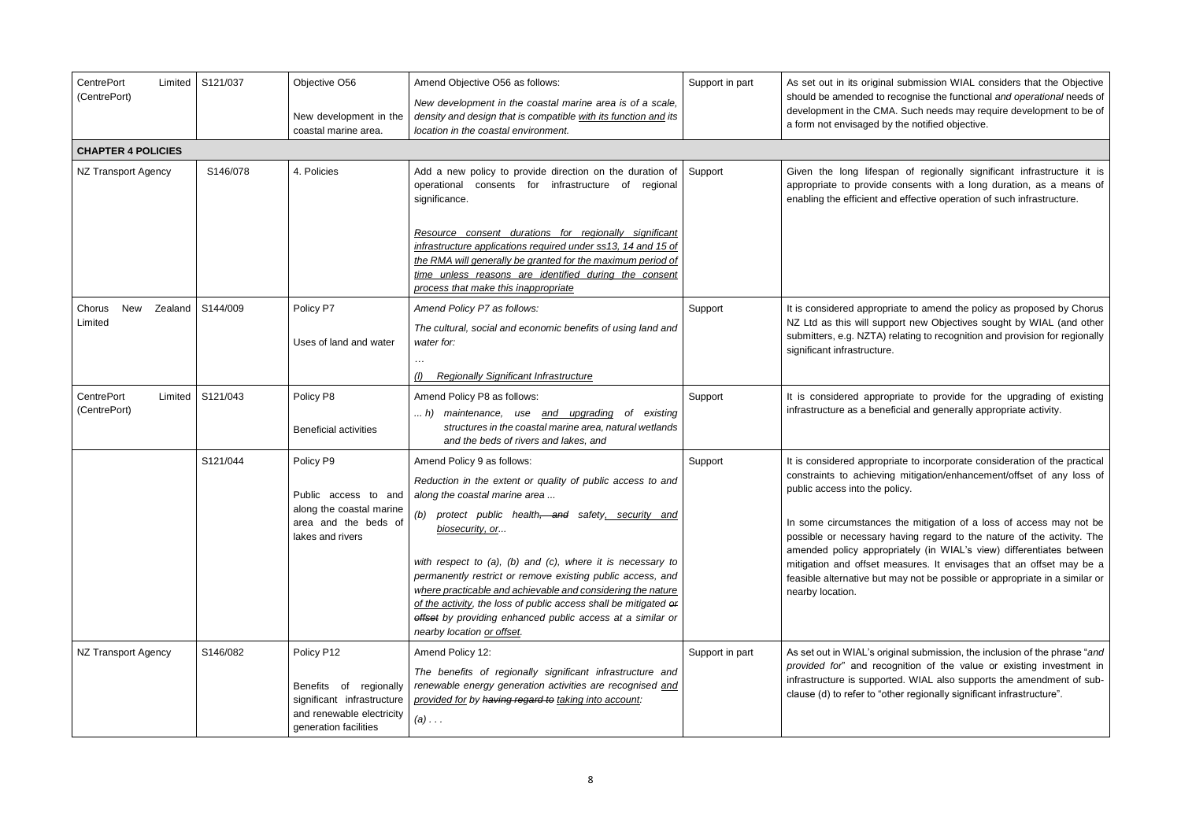| | | | | | |
|---|---|---|---|---|---|
| CentrePort Limited (CentrePort) | S121/037 | Objective O56<br><br>New development in the coastal marine area. | Amend Objective O56 as follows:<br>*New development in the coastal marine area is of a scale, density and design that is compatible <u>with its function and</u> its location in the coastal environment.* | Support in part | As set out in its original submission WIAL considers that the Objective should be amended to recognise the functional *and operational* needs of development in the CMA. Such needs may require development to be of a form not envisaged by the notified objective. |
| **CHAPTER 4 POLICIES** | | | | | |
| NZ Transport Agency | S146/078 | 4. Policies | Add a new policy to provide direction on the duration of operational consents for infrastructure of regional significance.<br><br><u>*Resource consent durations for regionally significant infrastructure applications required under ss13, 14 and 15 of the RMA will generally be granted for the maximum period of time unless reasons are identified during the consent process that make this inappropriate*</u> | Support | Given the long lifespan of regionally significant infrastructure it is appropriate to provide consents with a long duration, as a means of enabling the efficient and effective operation of such infrastructure. |
| Chorus New Zealand Limited | S144/009 | Policy P7<br><br>Uses of land and water | *Amend Policy P7 as follows:*<br>*The cultural, social and economic benefits of using land and water for:*<br>*…*<br>*(l) <u>Regionally Significant Infrastructure</u>* | Support | It is considered appropriate to amend the policy as proposed by Chorus NZ Ltd as this will support new Objectives sought by WIAL (and other submitters, e.g. NZTA) relating to recognition and provision for regionally significant infrastructure. |
| CentrePort Limited (CentrePort) | S121/043 | Policy P8<br><br>Beneficial activities | Amend Policy P8 as follows:<br>*… h) maintenance, use <u>and upgrading</u> of existing structures in the coastal marine area, natural wetlands and the beds of rivers and lakes, and* | Support | It is considered appropriate to provide for the upgrading of existing infrastructure as a beneficial and generally appropriate activity. |
| | S121/044 | Policy P9<br><br>Public access to and along the coastal marine area and the beds of lakes and rivers | Amend Policy 9 as follows:<br>*Reduction in the extent or quality of public access to and along the coastal marine area ...*<br>*(b) protect public health~~, and~~ safety<u>, security and biosecurity</u>, or...*<br><br>*with respect to (a), (b) and (c), where it is necessary to permanently restrict or remove existing public access, and <u>where practicable and achievable and considering the nature of the activity</u>, the loss of public access shall be mitigated ~~or offset~~ by providing enhanced public access at a similar or nearby location <u>or offset</u>.* | Support | It is considered appropriate to incorporate consideration of the practical constraints to achieving mitigation/enhancement/offset of any loss of public access into the policy.<br><br>In some circumstances the mitigation of a loss of access may not be possible or necessary having regard to the nature of the activity. The amended policy appropriately (in WIAL's view) differentiates between mitigation and offset measures. It envisages that an offset may be a feasible alternative but may not be possible or appropriate in a similar or nearby location. |
| NZ Transport Agency | S146/082 | Policy P12<br><br>Benefits of regionally significant infrastructure and renewable electricity generation facilities | Amend Policy 12:<br>*The benefits of regionally significant infrastructure and renewable energy generation activities are recognised <u>and provided for</u> by ~~having regard to~~ <u>taking into account</u>:*<br>*(a) . . .* | Support in part | As set out in WIAL's original submission, the inclusion of the phrase "*and provided for*" and recognition of the value or existing investment in infrastructure is supported. WIAL also supports the amendment of sub-clause (d) to refer to "other regionally significant infrastructure". |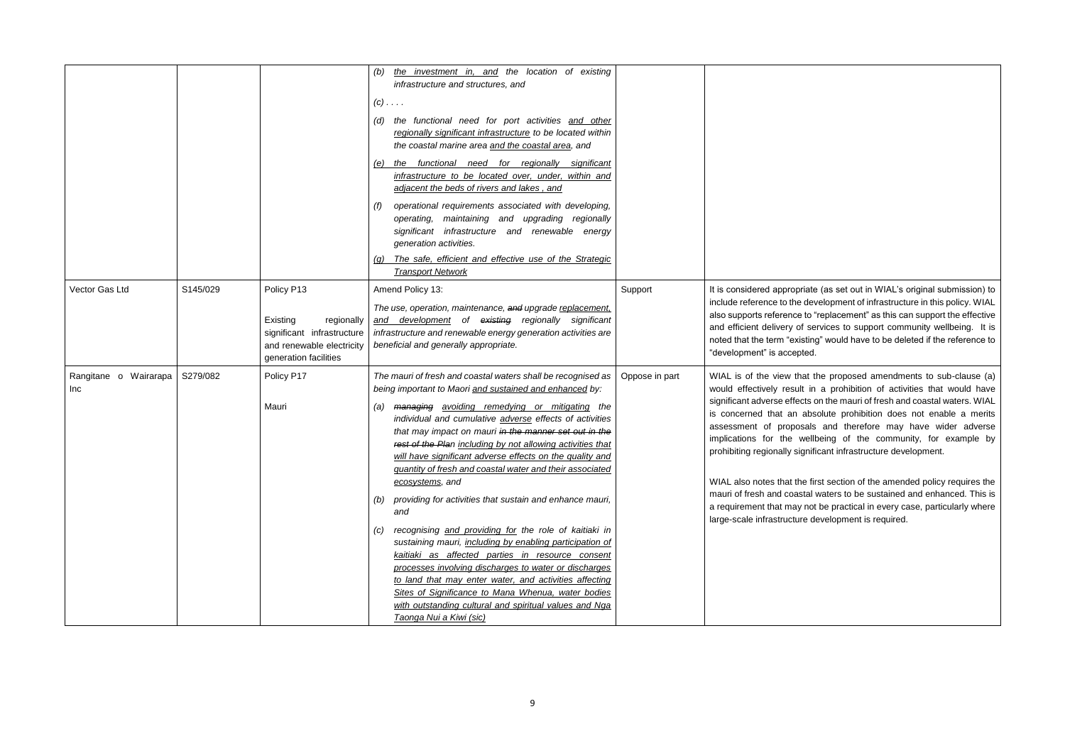| | | | | | |
|---|---|---|---|---|---|
| | | | *(b) <u>the investment in, and</u> the location of existing infrastructure and structures, and*<br><br>*(c) . . . .*<br><br>*(d) the functional need for port activities <u>and other regionally significant infrastructure</u> to be located within the coastal marine area <u>and the coastal area</u>, and*<br><br>*<u>(e) the functional need for regionally significant infrastructure to be located over, under, within and adjacent the beds of rivers and lakes , and</u>*<br><br>*(f) operational requirements associated with developing, operating, maintaining and upgrading regionally significant infrastructure and renewable energy generation activities.*<br><br>*<u>(g) The safe, efficient and effective use of the Strategic Transport Network</u>* | | |
| Vector Gas Ltd | S145/029 | Policy P13<br><br>Existing regionally significant infrastructure and renewable electricity generation facilities | Amend Policy 13:<br><br>*The use, operation, maintenance, ~~and~~ upgrade <u>replacement, and development</u> of ~~existing~~ regionally significant infrastructure and renewable energy generation activities are beneficial and generally appropriate.* | Support | It is considered appropriate (as set out in WIAL's original submission) to include reference to the development of infrastructure in this policy. WIAL also supports reference to "replacement" as this can support the effective and efficient delivery of services to support community wellbeing. It is noted that the term "existing" would have to be deleted if the reference to "development" is accepted. |
| Rangitane o Wairarapa Inc | S279/082 | Policy P17<br><br>Mauri | *The mauri of fresh and coastal waters shall be recognised as being important to Maori <u>and sustained and enhanced</u> by:*<br><br>*(a) ~~managing~~ <u>avoiding remedying or mitigating</u> the individual and cumulative <u>adverse</u> effects of activities that may impact on mauri ~~in the manner set out in the rest of the Plan~~ <u>including by not allowing activities that will have significant adverse effects on the quality and quantity of fresh and coastal water and their associated ecosystems</u>, and*<br><br>*(b) providing for activities that sustain and enhance mauri, and*<br><br>*(c) recognising <u>and providing for</u> the role of kaitiaki in sustaining mauri, <u>including by enabling participation of kaitiaki as affected parties in resource consent processes involving discharges to water or discharges to land that may enter water, and activities affecting Sites of Significance to Mana Whenua, water bodies with outstanding cultural and spiritual values and Nga Taonga Nui a Kiwi (sic)</u>* | Oppose in part | WIAL is of the view that the proposed amendments to sub-clause (a) would effectively result in a prohibition of activities that would have significant adverse effects on the mauri of fresh and coastal waters. WIAL is concerned that an absolute prohibition does not enable a merits assessment of proposals and therefore may have wider adverse implications for the wellbeing of the community, for example by prohibiting regionally significant infrastructure development.<br><br>WIAL also notes that the first section of the amended policy requires the mauri of fresh and coastal waters to be sustained and enhanced. This is a requirement that may not be practical in every case, particularly where large-scale infrastructure development is required. |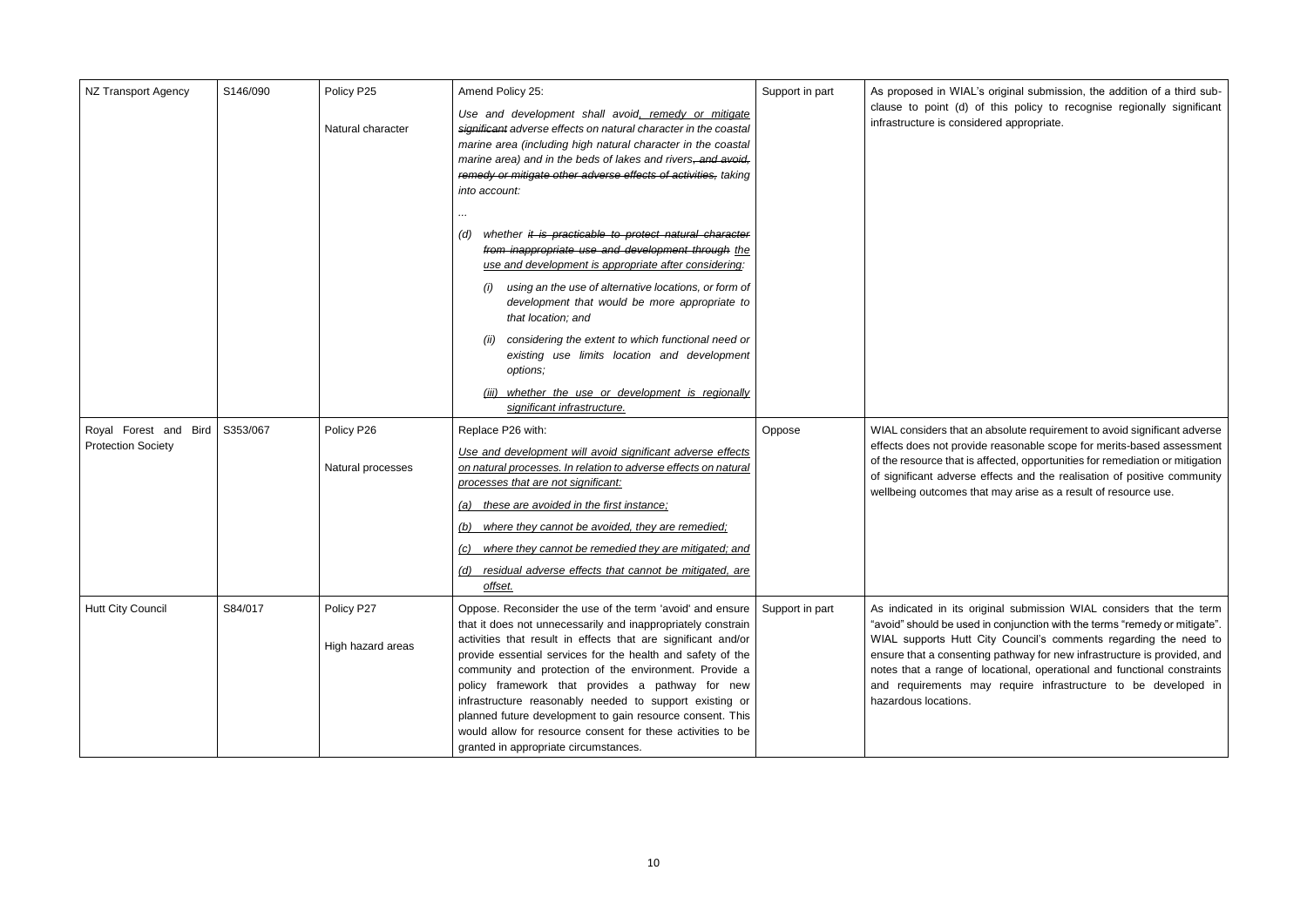| | | | | | |
|---|---|---|---|---|---|
| NZ Transport Agency | S146/090 | Policy P25<br><br>Natural character | Amend Policy 25:<br><br>*Use and development shall avoid, remedy or mitigate ~~significant~~ adverse effects on natural character in the coastal marine area (including high natural character in the coastal marine area) and in the beds of lakes and rivers~~, and avoid, remedy or mitigate other adverse effects of activities,~~ taking into account:*<br><br>*...*<br><br>*(d) whether ~~it is practicable to protect natural character from inappropriate use and development through~~ the use and development is appropriate after considering:*<br><br>*(i) using an the use of alternative locations, or form of development that would be more appropriate to that location; and*<br><br>*(ii) considering the extent to which functional need or existing use limits location and development options;*<br><br>*(iii) whether the use or development is regionally significant infrastructure.* | Support in part | As proposed in WIAL's original submission, the addition of a third sub-clause to point (d) of this policy to recognise regionally significant infrastructure is considered appropriate. |
| Royal Forest and Bird Protection Society | S353/067 | Policy P26<br><br>Natural processes | Replace P26 with:<br><br>*Use and development will avoid significant adverse effects on natural processes. In relation to adverse effects on natural processes that are not significant:*<br><br>*(a) these are avoided in the first instance;*<br><br>*(b) where they cannot be avoided, they are remedied;*<br><br>*(c) where they cannot be remedied they are mitigated; and*<br><br>*(d) residual adverse effects that cannot be mitigated, are offset.* | Oppose | WIAL considers that an absolute requirement to avoid significant adverse effects does not provide reasonable scope for merits-based assessment of the resource that is affected, opportunities for remediation or mitigation of significant adverse effects and the realisation of positive community wellbeing outcomes that may arise as a result of resource use. |
| Hutt City Council | S84/017 | Policy P27<br><br>High hazard areas | Oppose. Reconsider the use of the term 'avoid' and ensure that it does not unnecessarily and inappropriately constrain activities that result in effects that are significant and/or provide essential services for the health and safety of the community and protection of the environment. Provide a policy framework that provides a pathway for new infrastructure reasonably needed to support existing or planned future development to gain resource consent. This would allow for resource consent for these activities to be granted in appropriate circumstances. | Support in part | As indicated in its original submission WIAL considers that the term "avoid" should be used in conjunction with the terms "remedy or mitigate". WIAL supports Hutt City Council's comments regarding the need to ensure that a consenting pathway for new infrastructure is provided, and notes that a range of locational, operational and functional constraints and requirements may require infrastructure to be developed in hazardous locations. |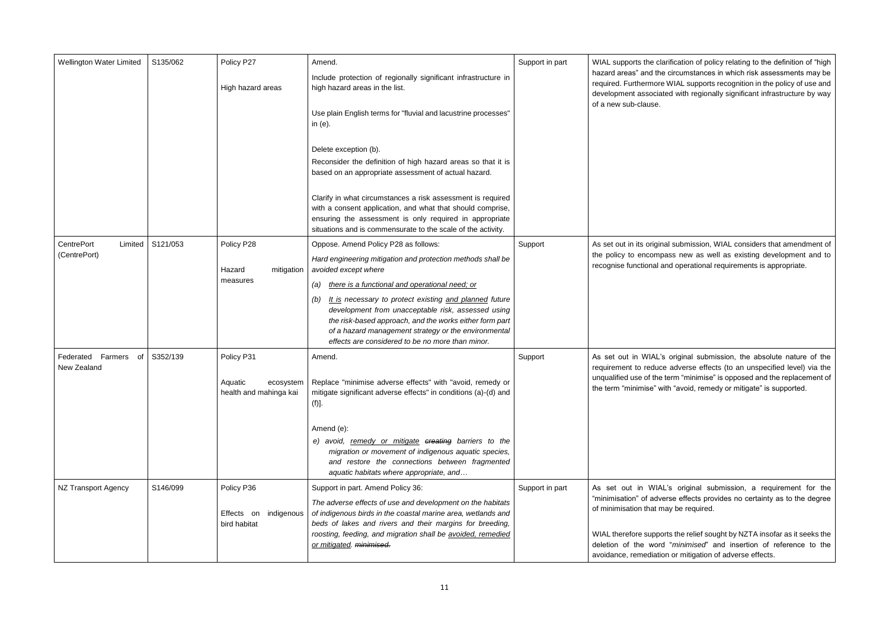| | | | | | |
|---|---|---|---|---|---|
| Wellington Water Limited | S135/062 | Policy P27<br><br>High hazard areas | Amend.<br><br>Include protection of regionally significant infrastructure in high hazard areas in the list.<br><br>Use plain English terms for "fluvial and lacustrine processes" in (e).<br><br>Delete exception (b).<br><br>Reconsider the definition of high hazard areas so that it is based on an appropriate assessment of actual hazard.<br><br>Clarify in what circumstances a risk assessment is required with a consent application, and what that should comprise, ensuring the assessment is only required in appropriate situations and is commensurate to the scale of the activity. | Support in part | WIAL supports the clarification of policy relating to the definition of "high hazard areas" and the circumstances in which risk assessments may be required. Furthermore WIAL supports recognition in the policy of use and development associated with regionally significant infrastructure by way of a new sub-clause. |
| CentrePort Limited (CentrePort) | S121/053 | Policy P28<br><br>Hazard mitigation measures | Oppose. Amend Policy P28 as follows:<br><br>*Hard engineering mitigation and protection methods shall be avoided except where*<br><br>*(a) <u>there is a functional and operational need; or</u>*<br><br>*(b) <u>It is</u> necessary to protect existing <u>and planned</u> future development from unacceptable risk, assessed using the risk-based approach, and the works either form part of a hazard management strategy or the environmental effects are considered to be no more than minor.* | Support | As set out in its original submission, WIAL considers that amendment of the policy to encompass new as well as existing development and to recognise functional and operational requirements is appropriate. |
| Federated Farmers of New Zealand | S352/139 | Policy P31<br><br>Aquatic ecosystem health and mahinga kai | Amend.<br><br>Replace "minimise adverse effects" with "avoid, remedy or mitigate significant adverse effects" in conditions (a)-(d) and (f)].<br><br>Amend (e):<br><br>*e) avoid, <u>remedy or mitigate</u> ~~creating~~ barriers to the migration or movement of indigenous aquatic species, and restore the connections between fragmented aquatic habitats where appropriate, and…* | Support | As set out in WIAL's original submission, the absolute nature of the requirement to reduce adverse effects (to an unspecified level) via the unqualified use of the term "minimise" is opposed and the replacement of the term "minimise" with "avoid, remedy or mitigate" is supported. |
| NZ Transport Agency | S146/099 | Policy P36<br><br>Effects on indigenous bird habitat | Support in part. Amend Policy 36:<br><br>*The adverse effects of use and development on the habitats of indigenous birds in the coastal marine area, wetlands and beds of lakes and rivers and their margins for breeding, roosting, feeding, and migration shall be <u>avoided, remedied or mitigated</u>. ~~minimised.~~* | Support in part | As set out in WIAL's original submission, a requirement for the "minimisation" of adverse effects provides no certainty as to the degree of minimisation that may be required.<br><br>WIAL therefore supports the relief sought by NZTA insofar as it seeks the deletion of the word "*minimised*" and insertion of reference to the avoidance, remediation or mitigation of adverse effects. |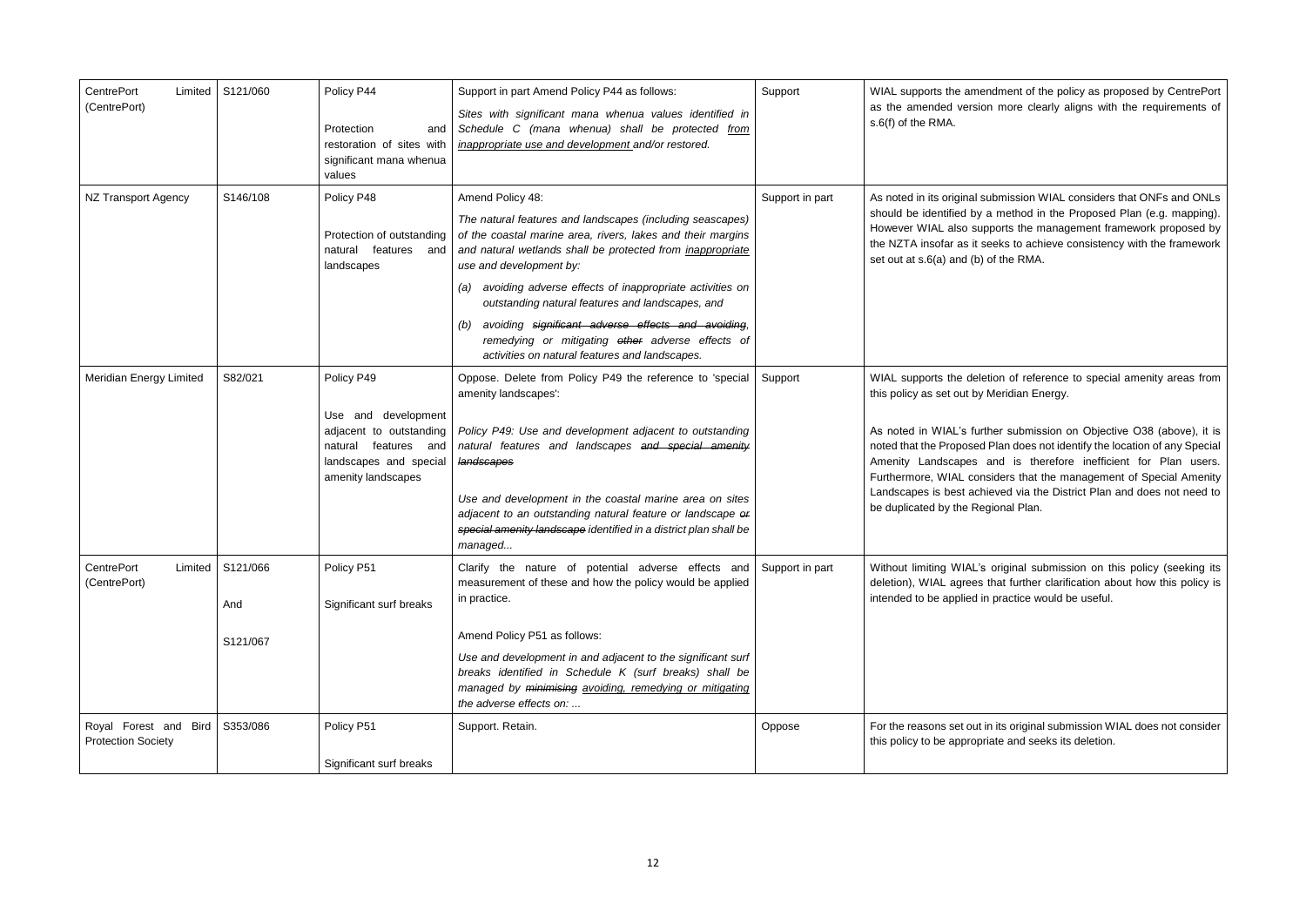| | | | | | |
|---|---|---|---|---|---|
| CentrePort Limited (CentrePort) | S121/060 | Policy P44<br><br>Protection and restoration of sites with significant mana whenua values | Support in part Amend Policy P44 as follows:<br><br>*Sites with significant mana whenua values identified in Schedule C (mana whenua) shall be protected <u>from inappropriate use and development</u> and/or restored.* | Support | WIAL supports the amendment of the policy as proposed by CentrePort as the amended version more clearly aligns with the requirements of s.6(f) of the RMA. |
| NZ Transport Agency | S146/108 | Policy P48<br><br>Protection of outstanding natural features and landscapes | Amend Policy 48:<br><br>*The natural features and landscapes (including seascapes) of the coastal marine area, rivers, lakes and their margins and natural wetlands shall be protected from <u>inappropriate</u> use and development by:*<br><br>*(a) avoiding adverse effects of inappropriate activities on outstanding natural features and landscapes, and*<br><br>*(b) avoiding ~~significant adverse effects and avoiding~~, remedying or mitigating ~~other~~ adverse effects of activities on natural features and landscapes.* | Support in part | As noted in its original submission WIAL considers that ONFs and ONLs should be identified by a method in the Proposed Plan (e.g. mapping). However WIAL also supports the management framework proposed by the NZTA insofar as it seeks to achieve consistency with the framework set out at s.6(a) and (b) of the RMA. |
| Meridian Energy Limited | S82/021 | Policy P49<br><br>Use and development adjacent to outstanding natural features and landscapes and special amenity landscapes | Oppose. Delete from Policy P49 the reference to 'special amenity landscapes':<br><br>*Policy P49: Use and development adjacent to outstanding natural features and landscapes ~~and special amenity landscapes~~*<br><br>*Use and development in the coastal marine area on sites adjacent to an outstanding natural feature or landscape ~~or special amenity landscape~~ identified in a district plan shall be managed...* | Support | WIAL supports the deletion of reference to special amenity areas from this policy as set out by Meridian Energy.<br><br>As noted in WIAL's further submission on Objective O38 (above), it is noted that the Proposed Plan does not identify the location of any Special Amenity Landscapes and is therefore inefficient for Plan users. Furthermore, WIAL considers that the management of Special Amenity Landscapes is best achieved via the District Plan and does not need to be duplicated by the Regional Plan. |
| CentrePort Limited (CentrePort) | S121/066<br><br>And<br><br>S121/067 | Policy P51<br><br>Significant surf breaks | Clarify the nature of potential adverse effects and measurement of these and how the policy would be applied in practice.<br><br>Amend Policy P51 as follows:<br><br>*Use and development in and adjacent to the significant surf breaks identified in Schedule K (surf breaks) shall be managed by ~~minimising~~ <u>avoiding, remedying or mitigating</u> the adverse effects on: ...* | Support in part | Without limiting WIAL's original submission on this policy (seeking its deletion), WIAL agrees that further clarification about how this policy is intended to be applied in practice would be useful. |
| Royal Forest and Bird Protection Society | S353/086 | Policy P51<br><br>Significant surf breaks | Support. Retain. | Oppose | For the reasons set out in its original submission WIAL does not consider this policy to be appropriate and seeks its deletion. |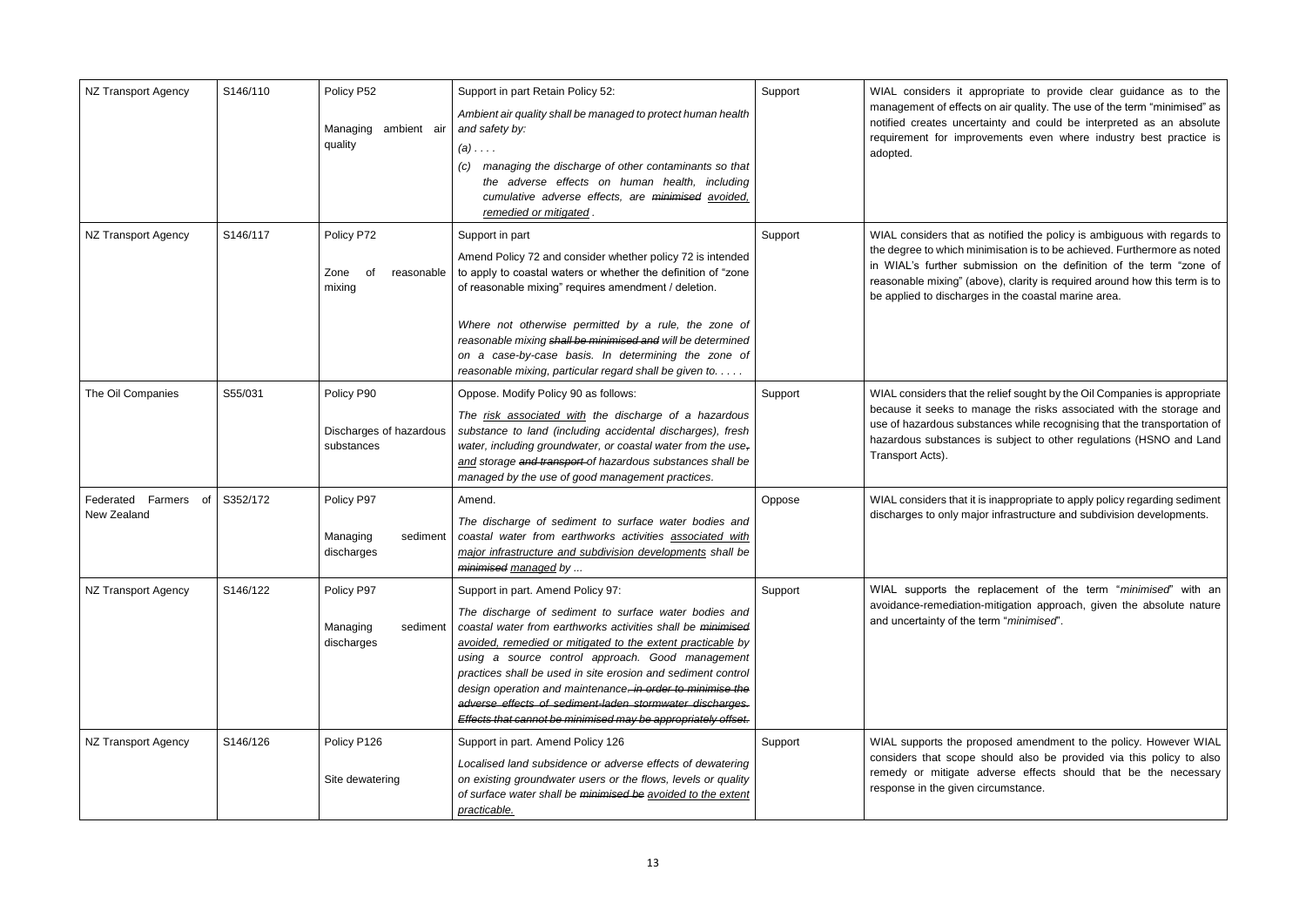| | | | | | |
|---|---|---|---|---|---|
| NZ Transport Agency | S146/110 | Policy P52<br><br>Managing ambient air quality | Support in part Retain Policy 52:<br><br>*Ambient air quality shall be managed to protect human health and safety by:*<br><br>*(a) . . . .*<br><br>*(c) managing the discharge of other contaminants so that the adverse effects on human health, including cumulative adverse effects, are ~~minimised~~ <u>avoided, remedied or mitigated</u> .* | Support | WIAL considers it appropriate to provide clear guidance as to the management of effects on air quality. The use of the term "minimised" as notified creates uncertainty and could be interpreted as an absolute requirement for improvements even where industry best practice is adopted. |
| NZ Transport Agency | S146/117 | Policy P72<br><br>Zone of reasonable mixing | Support in part<br><br>Amend Policy 72 and consider whether policy 72 is intended to apply to coastal waters or whether the definition of "zone of reasonable mixing" requires amendment / deletion.<br><br>*Where not otherwise permitted by a rule, the zone of reasonable mixing ~~shall be minimised and~~ will be determined on a case-by-case basis. In determining the zone of reasonable mixing, particular regard shall be given to. . . . .* | Support | WIAL considers that as notified the policy is ambiguous with regards to the degree to which minimisation is to be achieved. Furthermore as noted in WIAL's further submission on the definition of the term "zone of reasonable mixing" (above), clarity is required around how this term is to be applied to discharges in the coastal marine area. |
| The Oil Companies | S55/031 | Policy P90<br><br>Discharges of hazardous substances | Oppose. Modify Policy 90 as follows:<br><br>*The <u>risk associated with</u> the discharge of a hazardous substance to land (including accidental discharges), fresh water, including groundwater, or coastal water from the use~~,~~ <u>and</u> storage ~~and transport~~ of hazardous substances shall be managed by the use of good management practices.* | Support | WIAL considers that the relief sought by the Oil Companies is appropriate because it seeks to manage the risks associated with the storage and use of hazardous substances while recognising that the transportation of hazardous substances is subject to other regulations (HSNO and Land Transport Acts). |
| Federated Farmers of New Zealand | S352/172 | Policy P97<br><br>Managing sediment discharges | Amend.<br><br>*The discharge of sediment to surface water bodies and coastal water from earthworks activities <u>associated with major infrastructure and subdivision developments</u> shall be ~~minimised~~ <u>managed</u> by ...* | Oppose | WIAL considers that it is inappropriate to apply policy regarding sediment discharges to only major infrastructure and subdivision developments. |
| NZ Transport Agency | S146/122 | Policy P97<br><br>Managing sediment discharges | Support in part. Amend Policy 97:<br><br>*The discharge of sediment to surface water bodies and coastal water from earthworks activities shall be ~~minimised~~ <u>avoided, remedied or mitigated to the extent practicable</u> by using a source control approach. Good management practices shall be used in site erosion and sediment control design operation and maintenance~~. in order to minimise the adverse effects of sediment-laden stormwater discharges. Effects that cannot be minimised may be appropriately offset.~~* | Support | WIAL supports the replacement of the term "*minimised*" with an avoidance-remediation-mitigation approach, given the absolute nature and uncertainty of the term "*minimised*". |
| NZ Transport Agency | S146/126 | Policy P126<br><br>Site dewatering | Support in part. Amend Policy 126<br><br>*Localised land subsidence or adverse effects of dewatering on existing groundwater users or the flows, levels or quality of surface water shall be ~~minimised be~~ <u>avoided to the extent practicable.</u>* | Support | WIAL supports the proposed amendment to the policy. However WIAL considers that scope should also be provided via this policy to also remedy or mitigate adverse effects should that be the necessary response in the given circumstance. |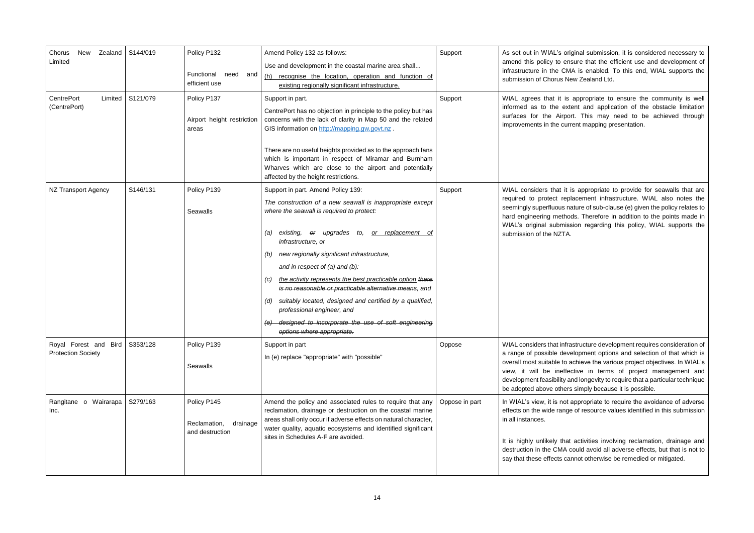| | | | | | |
|---|---|---|---|---|---|
| Chorus New Zealand Limited | S144/019 | Policy P132<br><br>Functional need and efficient use | Amend Policy 132 as follows:<br><br>Use and development in the coastal marine area shall...<br><br><u>(h) recognise the location, operation and function of existing regionally significant infrastructure.</u> | Support | As set out in WIAL's original submission, it is considered necessary to amend this policy to ensure that the efficient use and development of infrastructure in the CMA is enabled. To this end, WIAL supports the submission of Chorus New Zealand Ltd. |
| CentrePort Limited (CentrePort) | S121/079 | Policy P137<br><br>Airport height restriction areas | Support in part.<br><br>CentrePort has no objection in principle to the policy but has concerns with the lack of clarity in Map 50 and the related GIS information on http://mapping.gw.govt.nz .<br><br>There are no useful heights provided as to the approach fans which is important in respect of Miramar and Burnham Wharves which are close to the airport and potentially affected by the height restrictions. | Support | WIAL agrees that it is appropriate to ensure the community is well informed as to the extent and application of the obstacle limitation surfaces for the Airport. This may need to be achieved through improvements in the current mapping presentation. |
| NZ Transport Agency | S146/131 | Policy P139<br><br>Seawalls | Support in part. Amend Policy 139:<br><br>*The construction of a new seawall is inappropriate except where the seawall is required to protect:*<br><br>*(a) existing, ~~or~~ upgrades to, <u>or replacement of</u> infrastructure, or*<br><br>*(b) new regionally significant infrastructure,*<br><br>*and in respect of (a) and (b):*<br><br>*(c) <u>the activity represents the best practicable option</u> ~~there is no reasonable or practicable alternative means~~, and*<br><br>*(d) suitably located, designed and certified by a qualified, professional engineer, and*<br><br>*~~(e) designed to incorporate the use of soft engineering options where appropriate.~~* | Support | WIAL considers that it is appropriate to provide for seawalls that are required to protect replacement infrastructure. WIAL also notes the seemingly superfluous nature of sub-clause (e) given the policy relates to hard engineering methods. Therefore in addition to the points made in WIAL's original submission regarding this policy, WIAL supports the submission of the NZTA. |
| Royal Forest and Bird Protection Society | S353/128 | Policy P139<br><br>Seawalls | Support in part<br><br>In (e) replace "appropriate" with "possible" | Oppose | WIAL considers that infrastructure development requires consideration of a range of possible development options and selection of that which is overall most suitable to achieve the various project objectives. In WIAL's view, it will be ineffective in terms of project management and development feasibility and longevity to require that a particular technique be adopted above others simply because it is possible. |
| Rangitane o Wairarapa Inc. | S279/163 | Policy P145<br><br>Reclamation, drainage and destruction | Amend the policy and associated rules to require that any reclamation, drainage or destruction on the coastal marine areas shall only occur if adverse effects on natural character, water quality, aquatic ecosystems and identified significant sites in Schedules A-F are avoided. | Oppose in part | In WIAL's view, it is not appropriate to require the avoidance of adverse effects on the wide range of resource values identified in this submission in all instances.<br><br>It is highly unlikely that activities involving reclamation, drainage and destruction in the CMA could avoid all adverse effects, but that is not to say that these effects cannot otherwise be remedied or mitigated. |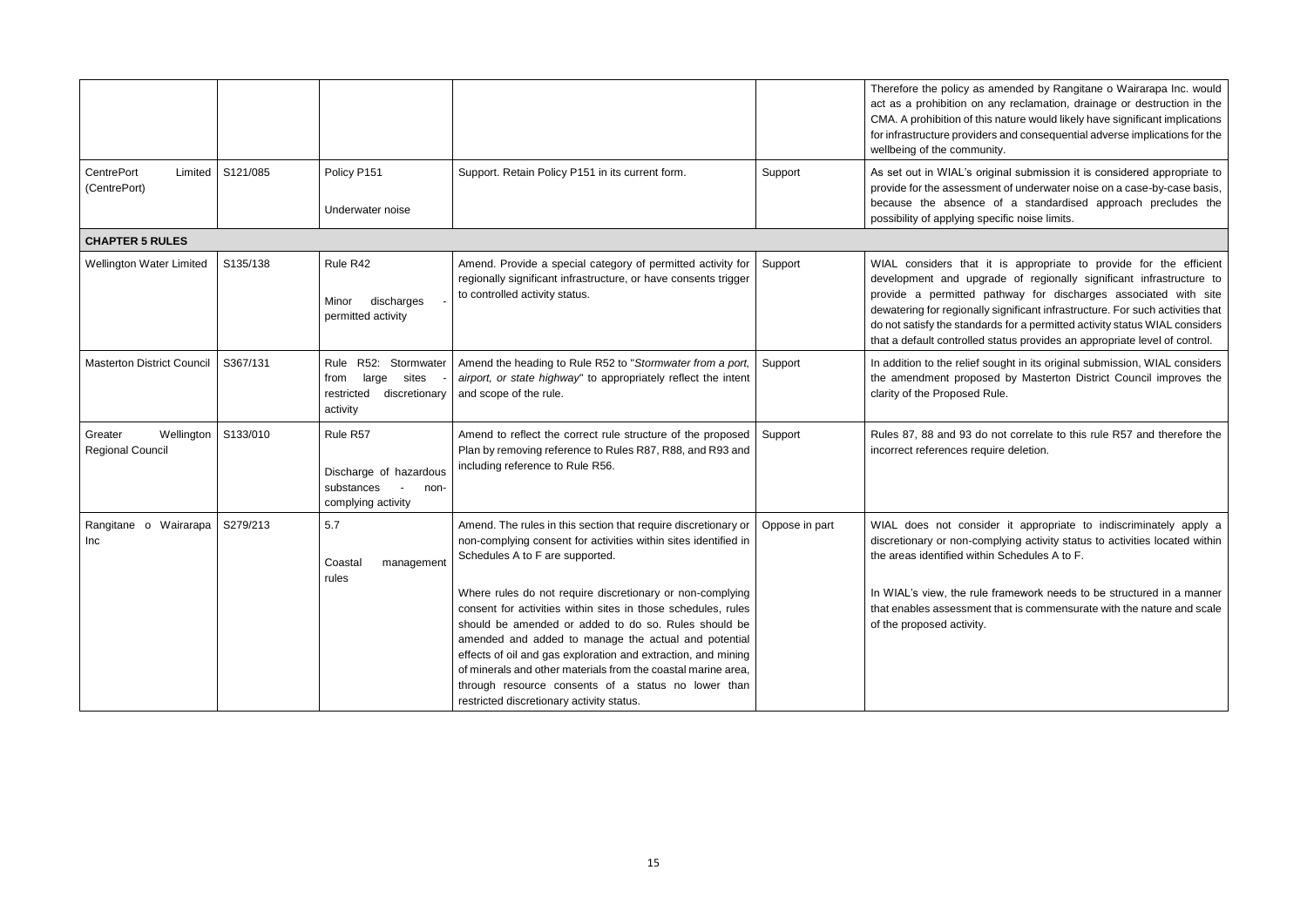| | | | | | |
|---|---|---|---|---|---|
| | | | | | Therefore the policy as amended by Rangitane o Wairarapa Inc. would act as a prohibition on any reclamation, drainage or destruction in the CMA. A prohibition of this nature would likely have significant implications for infrastructure providers and consequential adverse implications for the wellbeing of the community. |
| CentrePort Limited (CentrePort) | S121/085 | Policy P151<br><br>Underwater noise | Support. Retain Policy P151 in its current form. | Support | As set out in WIAL's original submission it is considered appropriate to provide for the assessment of underwater noise on a case-by-case basis, because the absence of a standardised approach precludes the possibility of applying specific noise limits. |
| **CHAPTER 5 RULES** | | | | | |
| Wellington Water Limited | S135/138 | Rule R42<br><br>Minor discharges - permitted activity | Amend. Provide a special category of permitted activity for regionally significant infrastructure, or have consents trigger to controlled activity status. | Support | WIAL considers that it is appropriate to provide for the efficient development and upgrade of regionally significant infrastructure to provide a permitted pathway for discharges associated with site dewatering for regionally significant infrastructure. For such activities that do not satisfy the standards for a permitted activity status WIAL considers that a default controlled status provides an appropriate level of control. |
| Masterton District Council | S367/131 | Rule R52: Stormwater from large sites - restricted discretionary activity | Amend the heading to Rule R52 to "*Stormwater from a port, airport, or state highway*" to appropriately reflect the intent and scope of the rule. | Support | In addition to the relief sought in its original submission, WIAL considers the amendment proposed by Masterton District Council improves the clarity of the Proposed Rule. |
| Greater Wellington Regional Council | S133/010 | Rule R57<br><br>Discharge of hazardous substances - non-complying activity | Amend to reflect the correct rule structure of the proposed Plan by removing reference to Rules R87, R88, and R93 and including reference to Rule R56. | Support | Rules 87, 88 and 93 do not correlate to this rule R57 and therefore the incorrect references require deletion. |
| Rangitane o Wairarapa Inc | S279/213 | 5.7<br><br>Coastal management rules | Amend. The rules in this section that require discretionary or non-complying consent for activities within sites identified in Schedules A to F are supported.<br><br>Where rules do not require discretionary or non-complying consent for activities within sites in those schedules, rules should be amended or added to do so. Rules should be amended and added to manage the actual and potential effects of oil and gas exploration and extraction, and mining of minerals and other materials from the coastal marine area, through resource consents of a status no lower than restricted discretionary activity status. | Oppose in part | WIAL does not consider it appropriate to indiscriminately apply a discretionary or non-complying activity status to activities located within the areas identified within Schedules A to F.<br><br>In WIAL's view, the rule framework needs to be structured in a manner that enables assessment that is commensurate with the nature and scale of the proposed activity. |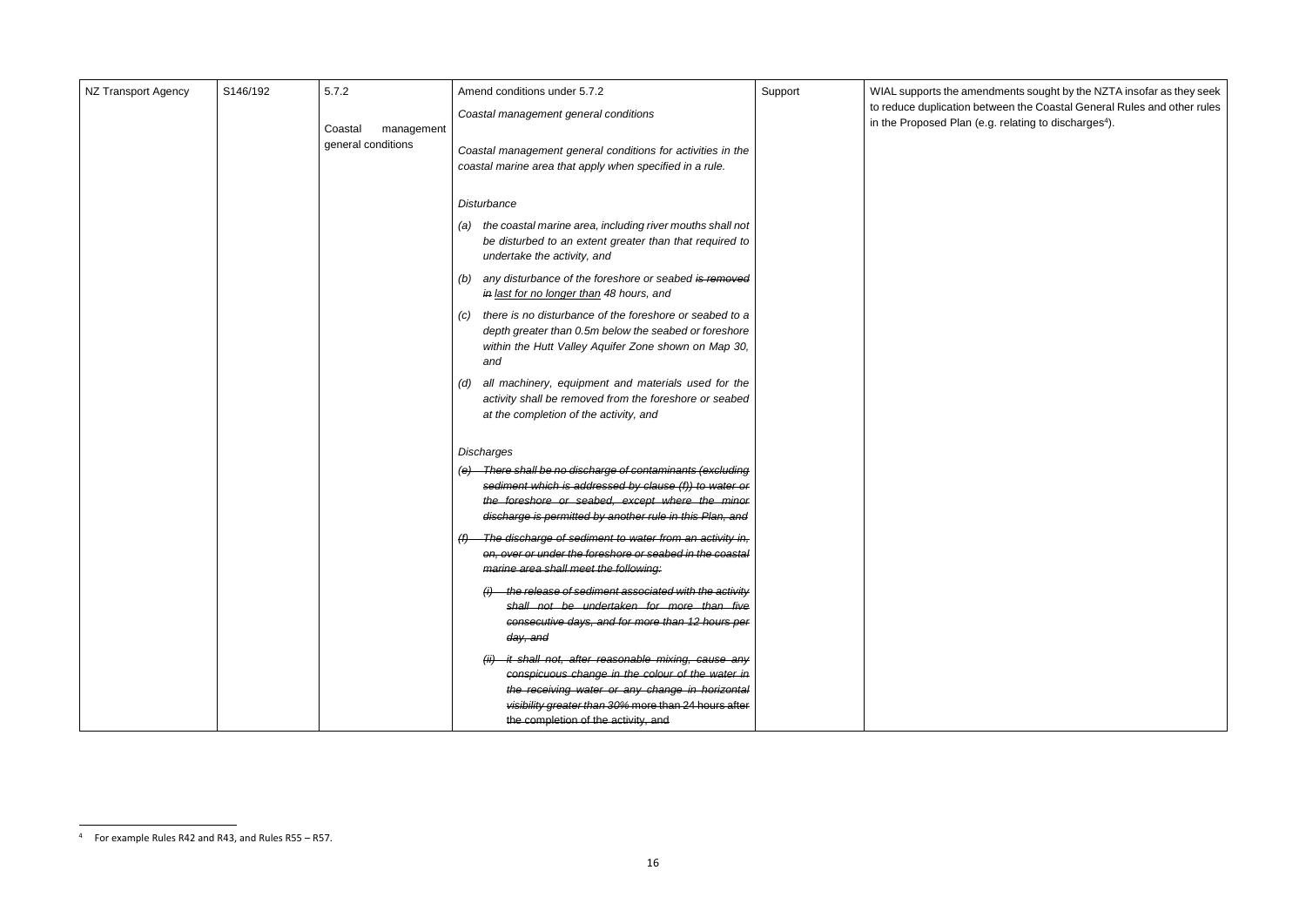| | | | | | |
|---|---|---|---|---|---|
| NZ Transport Agency | S146/192 | 5.7.2<br><br>Coastal management general conditions | Amend conditions under 5.7.2<br><br>*Coastal management general conditions*<br><br>*Coastal management general conditions for activities in the coastal marine area that apply when specified in a rule.*<br><br>*Disturbance*<br><br>*(a) the coastal marine area, including river mouths shall not be disturbed to an extent greater than that required to undertake the activity, and*<br><br>*(b) any disturbance of the foreshore or seabed ~~is removed in~~ <u>last for no longer than</u> 48 hours, and*<br><br>*(c) there is no disturbance of the foreshore or seabed to a depth greater than 0.5m below the seabed or foreshore within the Hutt Valley Aquifer Zone shown on Map 30, and*<br><br>*(d) all machinery, equipment and materials used for the activity shall be removed from the foreshore or seabed at the completion of the activity, and*<br><br>*Discharges*<br><br>~~*(e) There shall be no discharge of contaminants (excluding sediment which is addressed by clause (f)) to water or the foreshore or seabed, except where the minor discharge is permitted by another rule in this Plan, and*~~<br><br>~~*(f) The discharge of sediment to water from an activity in, on, over or under the foreshore or seabed in the coastal marine area shall meet the following:*~~<br><br>~~*(i) the release of sediment associated with the activity shall not be undertaken for more than five consecutive days, and for more than 12 hours per day, and*~~<br><br>~~*(ii) it shall not, after reasonable mixing, cause any conspicuous change in the colour of the water in the receiving water or any change in horizontal visibility greater than 30% more than 24 hours after the completion of the activity, and*~~ | Support | WIAL supports the amendments sought by the NZTA insofar as they seek to reduce duplication between the Coastal General Rules and other rules in the Proposed Plan (e.g. relating to discharges[4]). |

[4] For example Rules R42 and R43, and Rules R55 – R57.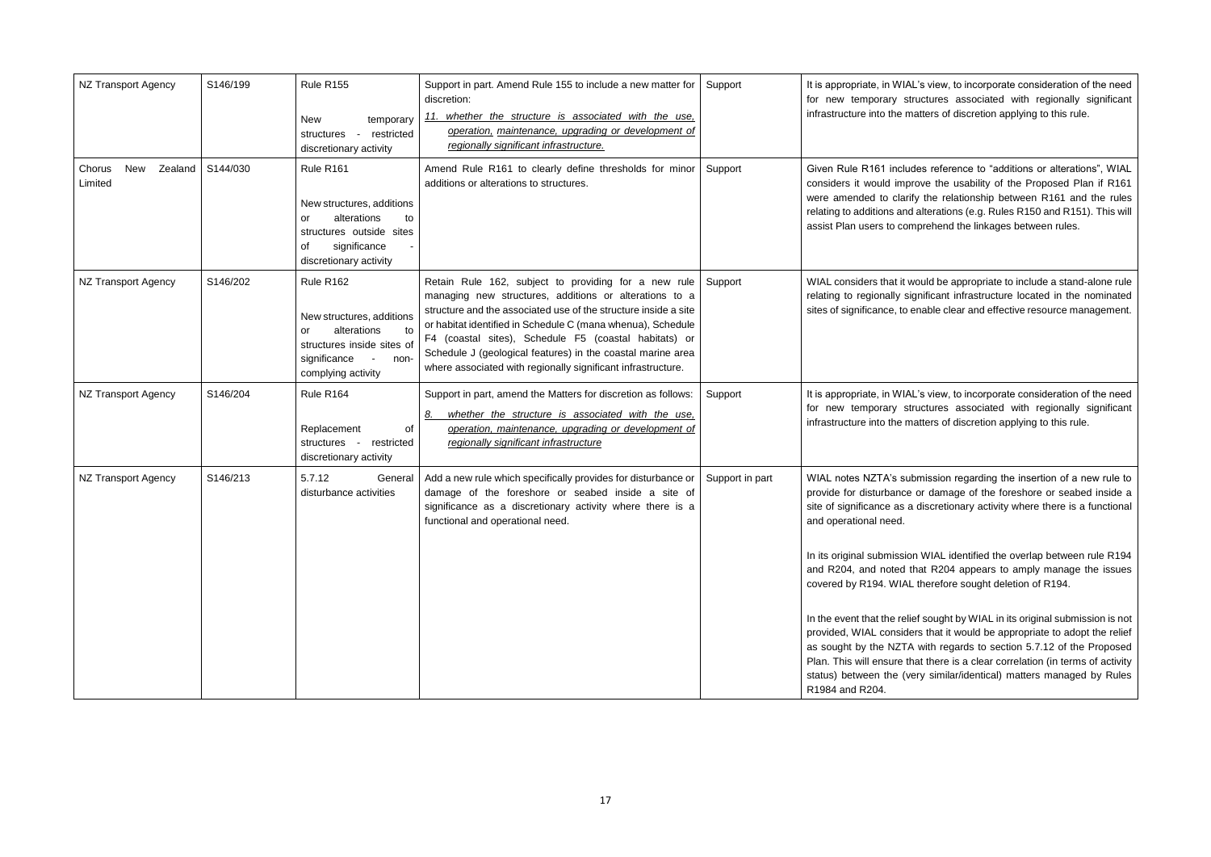| | | | | | |
|---|---|---|---|---|---|
| NZ Transport Agency | S146/199 | Rule R155<br><br>New temporary structures - restricted discretionary activity | Support in part. Amend Rule 155 to include a new matter for discretion:<br>*11. whether the structure is associated with the use, operation, maintenance, upgrading or development of regionally significant infrastructure.* | Support | It is appropriate, in WIAL's view, to incorporate consideration of the need for new temporary structures associated with regionally significant infrastructure into the matters of discretion applying to this rule. |
| Chorus New Zealand Limited | S144/030 | Rule R161<br><br>New structures, additions or alterations to structures outside sites of significance - discretionary activity | Amend Rule R161 to clearly define thresholds for minor additions or alterations to structures. | Support | Given Rule R161 includes reference to "additions or alterations", WIAL considers it would improve the usability of the Proposed Plan if R161 were amended to clarify the relationship between R161 and the rules relating to additions and alterations (e.g. Rules R150 and R151). This will assist Plan users to comprehend the linkages between rules. |
| NZ Transport Agency | S146/202 | Rule R162<br><br>New structures, additions or alterations to structures inside sites of significance - non-complying activity | Retain Rule 162, subject to providing for a new rule managing new structures, additions or alterations to a structure and the associated use of the structure inside a site or habitat identified in Schedule C (mana whenua), Schedule F4 (coastal sites), Schedule F5 (coastal habitats) or Schedule J (geological features) in the coastal marine area where associated with regionally significant infrastructure. | Support | WIAL considers that it would be appropriate to include a stand-alone rule relating to regionally significant infrastructure located in the nominated sites of significance, to enable clear and effective resource management. |
| NZ Transport Agency | S146/204 | Rule R164<br><br>Replacement of structures - restricted discretionary activity | Support in part, amend the Matters for discretion as follows:<br>*8. whether the structure is associated with the use, operation, maintenance, upgrading or development of regionally significant infrastructure* | Support | It is appropriate, in WIAL's view, to incorporate consideration of the need for new temporary structures associated with regionally significant infrastructure into the matters of discretion applying to this rule. |
| NZ Transport Agency | S146/213 | 5.7.12 General disturbance activities | Add a new rule which specifically provides for disturbance or damage of the foreshore or seabed inside a site of significance as a discretionary activity where there is a functional and operational need. | Support in part | WIAL notes NZTA's submission regarding the insertion of a new rule to provide for disturbance or damage of the foreshore or seabed inside a site of significance as a discretionary activity where there is a functional and operational need.<br><br>In its original submission WIAL identified the overlap between rule R194 and R204, and noted that R204 appears to amply manage the issues covered by R194. WIAL therefore sought deletion of R194.<br><br>In the event that the relief sought by WIAL in its original submission is not provided, WIAL considers that it would be appropriate to adopt the relief as sought by the NZTA with regards to section 5.7.12 of the Proposed Plan. This will ensure that there is a clear correlation (in terms of activity status) between the (very similar/identical) matters managed by Rules R1984 and R204. |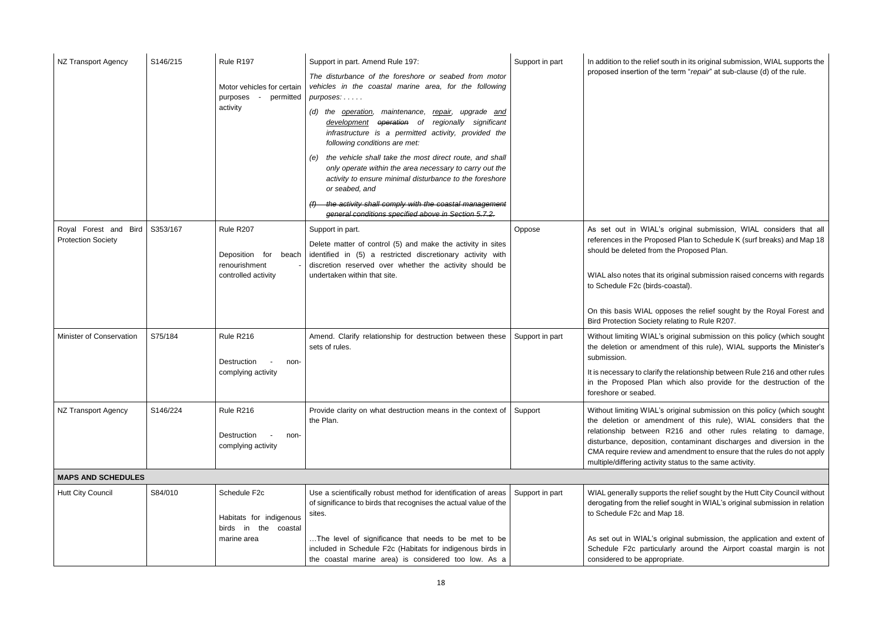| | | | | | |
|---|---|---|---|---|---|
| NZ Transport Agency | S146/215 | Rule R197<br><br>Motor vehicles for certain purposes - permitted activity | Support in part. Amend Rule 197:<br><br>*The disturbance of the foreshore or seabed from motor vehicles in the coastal marine area, for the following purposes: . . . . .*<br><br>*(d) the <u>operation</u>, maintenance, <u>repair</u>, upgrade <u>and development</u> ~~operation~~ of regionally significant infrastructure is a permitted activity, provided the following conditions are met:*<br><br>*(e) the vehicle shall take the most direct route, and shall only operate within the area necessary to carry out the activity to ensure minimal disturbance to the foreshore or seabed, and*<br><br>*~~(f) the activity shall comply with the coastal management general conditions specified above in Section 5.7.2.~~* | Support in part | In addition to the relief south in its original submission, WIAL supports the proposed insertion of the term "*repair*" at sub-clause (d) of the rule. |
| Royal Forest and Bird Protection Society | S353/167 | Rule R207<br><br>Deposition for beach renourishment - controlled activity | Support in part.<br><br>Delete matter of control (5) and make the activity in sites identified in (5) a restricted discretionary activity with discretion reserved over whether the activity should be undertaken within that site. | Oppose | As set out in WIAL's original submission, WIAL considers that all references in the Proposed Plan to Schedule K (surf breaks) and Map 18 should be deleted from the Proposed Plan.<br><br>WIAL also notes that its original submission raised concerns with regards to Schedule F2c (birds-coastal).<br><br>On this basis WIAL opposes the relief sought by the Royal Forest and Bird Protection Society relating to Rule R207. |
| Minister of Conservation | S75/184 | Rule R216<br><br>Destruction - non-complying activity | Amend. Clarify relationship for destruction between these sets of rules. | Support in part | Without limiting WIAL's original submission on this policy (which sought the deletion or amendment of this rule), WIAL supports the Minister's submission.<br><br>It is necessary to clarify the relationship between Rule 216 and other rules in the Proposed Plan which also provide for the destruction of the foreshore or seabed. |
| NZ Transport Agency | S146/224 | Rule R216<br><br>Destruction - non-complying activity | Provide clarity on what destruction means in the context of the Plan. | Support | Without limiting WIAL's original submission on this policy (which sought the deletion or amendment of this rule), WIAL considers that the relationship between R216 and other rules relating to damage, disturbance, deposition, contaminant discharges and diversion in the CMA require review and amendment to ensure that the rules do not apply multiple/differing activity status to the same activity. |
| **MAPS AND SCHEDULES** | | | | | |
| Hutt City Council | S84/010 | Schedule F2c<br><br>Habitats for indigenous birds in the coastal marine area | Use a scientifically robust method for identification of areas of significance to birds that recognises the actual value of the sites.<br><br>…The level of significance that needs to be met to be included in Schedule F2c (Habitats for indigenous birds in the coastal marine area) is considered too low. As a | Support in part | WIAL generally supports the relief sought by the Hutt City Council without derogating from the relief sought in WIAL's original submission in relation to Schedule F2c and Map 18.<br><br>As set out in WIAL's original submission, the application and extent of Schedule F2c particularly around the Airport coastal margin is not considered to be appropriate. |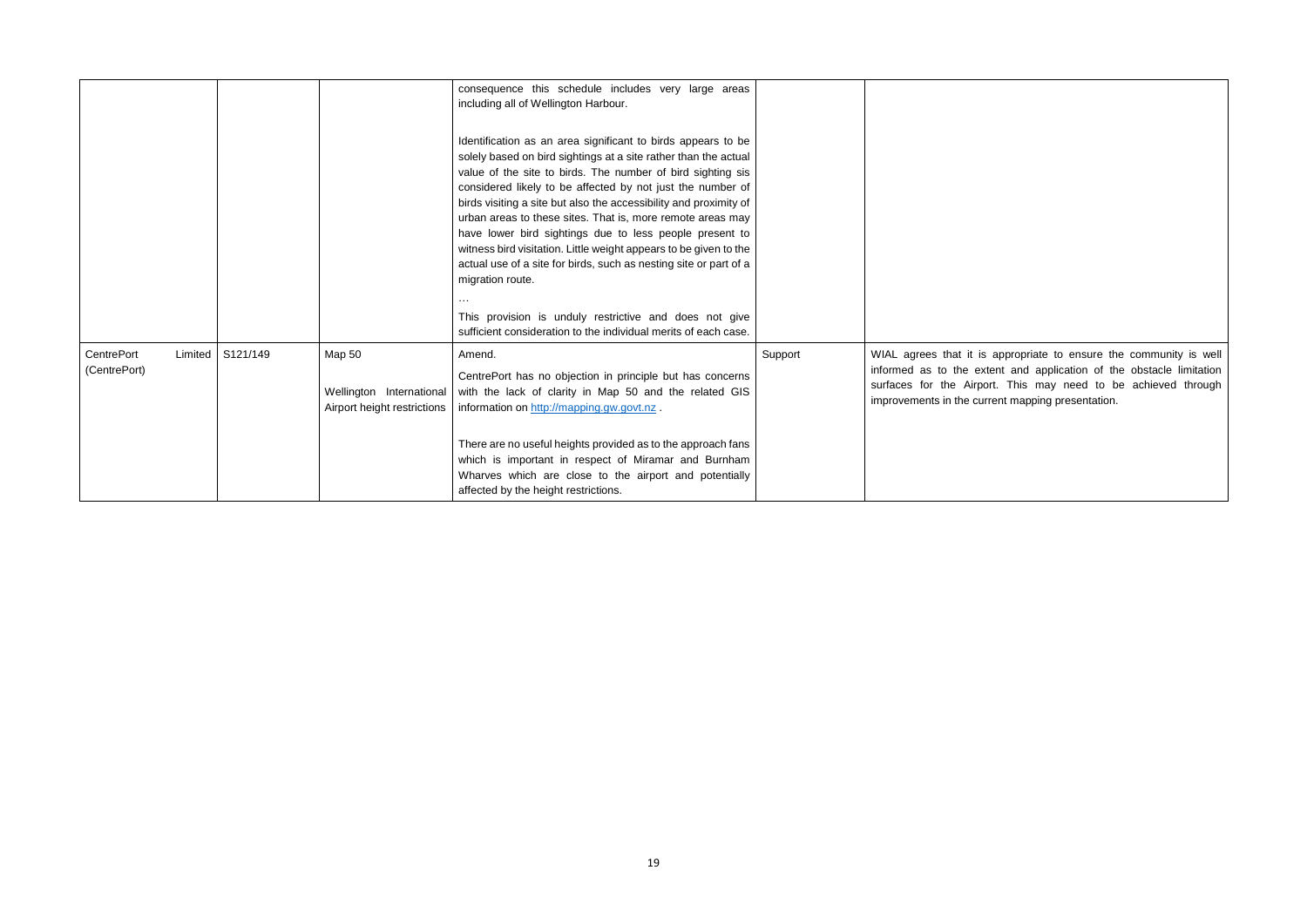| | | | | | |
|---|---|---|---|---|---|
| | | | consequence this schedule includes very large areas including all of Wellington Harbour.<br><br>Identification as an area significant to birds appears to be solely based on bird sightings at a site rather than the actual value of the site to birds. The number of bird sighting sis considered likely to be affected by not just the number of birds visiting a site but also the accessibility and proximity of urban areas to these sites. That is, more remote areas may have lower bird sightings due to less people present to witness bird visitation. Little weight appears to be given to the actual use of a site for birds, such as nesting site or part of a migration route.<br><br>…<br><br>This provision is unduly restrictive and does not give sufficient consideration to the individual merits of each case. | | |
| CentrePort Limited (CentrePort) | S121/149 | Map 50<br><br>Wellington International Airport height restrictions | Amend.<br><br>CentrePort has no objection in principle but has concerns with the lack of clarity in Map 50 and the related GIS information on http://mapping.gw.govt.nz .<br><br>There are no useful heights provided as to the approach fans which is important in respect of Miramar and Burnham Wharves which are close to the airport and potentially affected by the height restrictions. | Support | WIAL agrees that it is appropriate to ensure the community is well informed as to the extent and application of the obstacle limitation surfaces for the Airport. This may need to be achieved through improvements in the current mapping presentation. |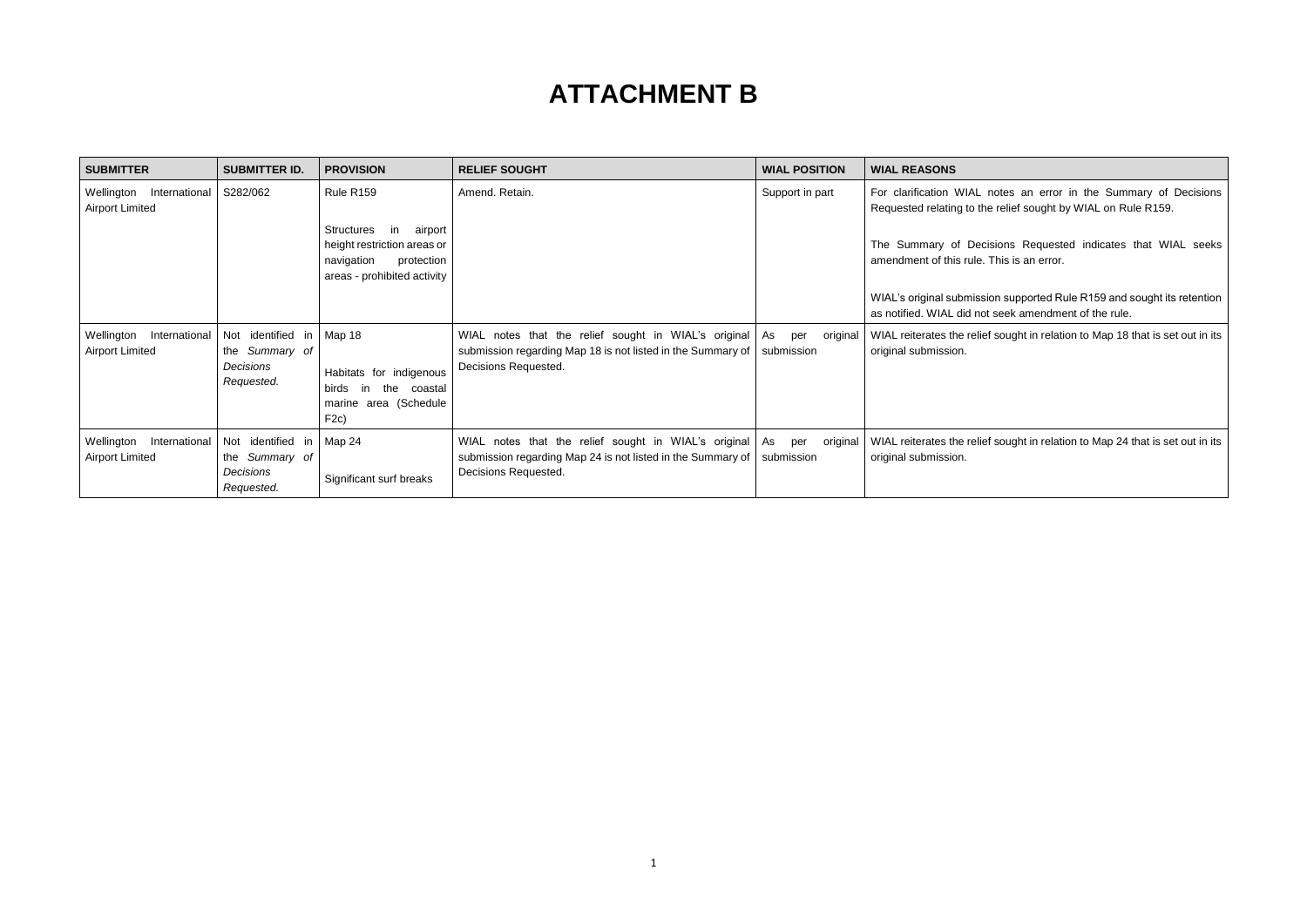# ATTACHMENT B

| SUBMITTER | SUBMITTER ID. | PROVISION | RELIEF SOUGHT | WIAL POSITION | WIAL REASONS |
|---|---|---|---|---|---|
| Wellington International Airport Limited | S282/062 | Rule R159<br><br>Structures in airport height restriction areas or navigation protection areas - prohibited activity | Amend. Retain. | Support in part | For clarification WIAL notes an error in the Summary of Decisions Requested relating to the relief sought by WIAL on Rule R159.<br><br>The Summary of Decisions Requested indicates that WIAL seeks amendment of this rule. This is an error.<br><br>WIAL's original submission supported Rule R159 and sought its retention as notified. WIAL did not seek amendment of the rule. |
| Wellington International Airport Limited | Not identified in the *Summary of Decisions Requested.* | Map 18<br><br>Habitats for indigenous birds in the coastal marine area (Schedule F2c) | WIAL notes that the relief sought in WIAL's original submission regarding Map 18 is not listed in the Summary of Decisions Requested. | As per original submission | WIAL reiterates the relief sought in relation to Map 18 that is set out in its original submission. |
| Wellington International Airport Limited | Not identified in the *Summary of Decisions Requested.* | Map 24<br><br>Significant surf breaks | WIAL notes that the relief sought in WIAL's original submission regarding Map 24 is not listed in the Summary of Decisions Requested. | As per original submission | WIAL reiterates the relief sought in relation to Map 24 that is set out in its original submission. |